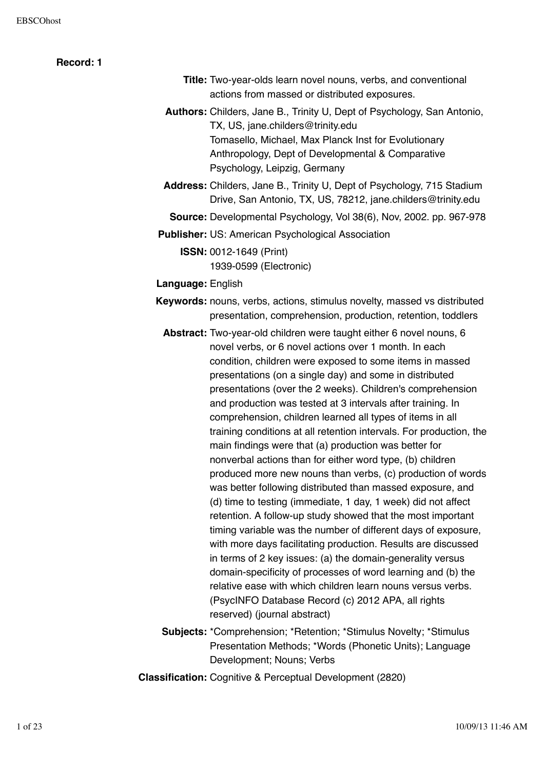**Record: 1**

**Title:** Two-year-olds learn novel nouns, verbs, and conventional actions from massed or distributed exposures.

**Authors:** Childers, Jane B., Trinity U, Dept of Psychology, San Antonio, TX, US, jane.childers@trinity.edu
Tomasello, Michael, Max Planck Inst for Evolutionary Anthropology, Dept of Developmental & Comparative Psychology, Leipzig, Germany

**Address:** Childers, Jane B., Trinity U, Dept of Psychology, 715 Stadium Drive, San Antonio, TX, US, 78212, jane.childers@trinity.edu

**Source:** Developmental Psychology, Vol 38(6), Nov, 2002. pp. 967-978

**Publisher:** US: American Psychological Association

**ISSN:** 0012-1649 (Print)
1939-0599 (Electronic)

**Language:** English

**Keywords:** nouns, verbs, actions, stimulus novelty, massed vs distributed presentation, comprehension, production, retention, toddlers

**Abstract:** Two-year-old children were taught either 6 novel nouns, 6 novel verbs, or 6 novel actions over 1 month. In each condition, children were exposed to some items in massed presentations (on a single day) and some in distributed presentations (over the 2 weeks). Children's comprehension and production was tested at 3 intervals after training. In comprehension, children learned all types of items in all training conditions at all retention intervals. For production, the main findings were that (a) production was better for nonverbal actions than for either word type, (b) children produced more new nouns than verbs, (c) production of words was better following distributed than massed exposure, and (d) time to testing (immediate, 1 day, 1 week) did not affect retention. A follow-up study showed that the most important timing variable was the number of different days of exposure, with more days facilitating production. Results are discussed in terms of 2 key issues: (a) the domain-generality versus domain-specificity of processes of word learning and (b) the relative ease with which children learn nouns versus verbs. (PsycINFO Database Record (c) 2012 APA, all rights reserved) (journal abstract)

**Subjects:** *Comprehension; *Retention; *Stimulus Novelty; *Stimulus Presentation Methods; *Words (Phonetic Units); Language Development; Nouns; Verbs

**Classification:** Cognitive & Perceptual Development (2820)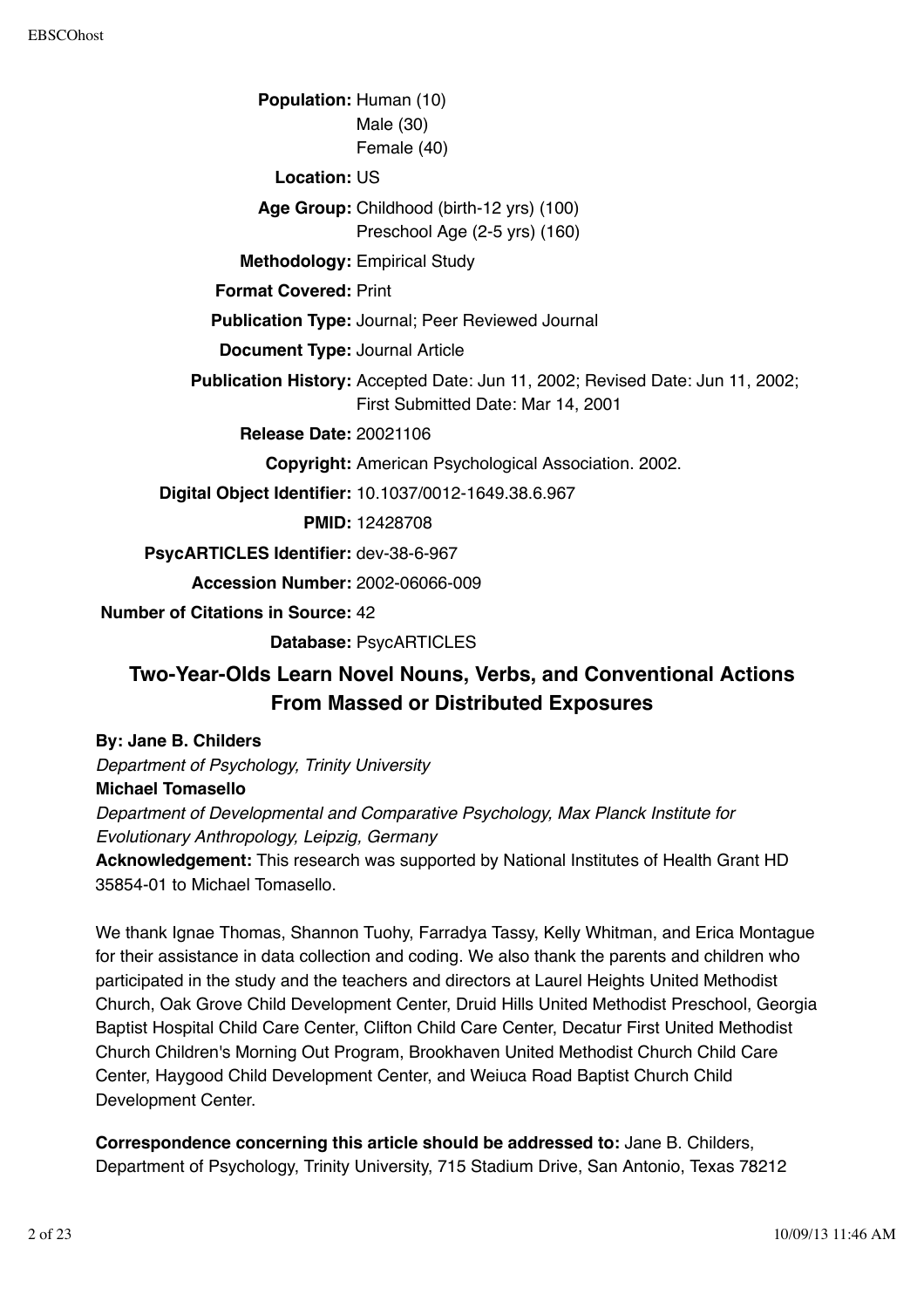**Population:** Human (10)
Male (30)
Female (40)

**Location:** US

**Age Group:** Childhood (birth-12 yrs) (100)
Preschool Age (2-5 yrs) (160)

**Methodology:** Empirical Study

**Format Covered:** Print

**Publication Type:** Journal; Peer Reviewed Journal

**Document Type:** Journal Article

**Publication History:** Accepted Date: Jun 11, 2002; Revised Date: Jun 11, 2002; First Submitted Date: Mar 14, 2001

**Release Date:** 20021106

**Copyright:** American Psychological Association. 2002.

**Digital Object Identifier:** 10.1037/0012-1649.38.6.967

**PMID:** 12428708

**PsycARTICLES Identifier:** dev-38-6-967

**Accession Number:** 2002-06066-009

**Number of Citations in Source:** 42

**Database:** PsycARTICLES

# Two-Year-Olds Learn Novel Nouns, Verbs, and Conventional Actions From Massed or Distributed Exposures

**By: Jane B. Childers**

*Department of Psychology, Trinity University*

**Michael Tomasello**

*Department of Developmental and Comparative Psychology, Max Planck Institute for Evolutionary Anthropology, Leipzig, Germany*

**Acknowledgement:** This research was supported by National Institutes of Health Grant HD 35854-01 to Michael Tomasello.

We thank Ignae Thomas, Shannon Tuohy, Farradya Tassy, Kelly Whitman, and Erica Montague for their assistance in data collection and coding. We also thank the parents and children who participated in the study and the teachers and directors at Laurel Heights United Methodist Church, Oak Grove Child Development Center, Druid Hills United Methodist Preschool, Georgia Baptist Hospital Child Care Center, Clifton Child Care Center, Decatur First United Methodist Church Children's Morning Out Program, Brookhaven United Methodist Church Child Care Center, Haygood Child Development Center, and Weiuca Road Baptist Church Child Development Center.

**Correspondence concerning this article should be addressed to:** Jane B. Childers, Department of Psychology, Trinity University, 715 Stadium Drive, San Antonio, Texas 78212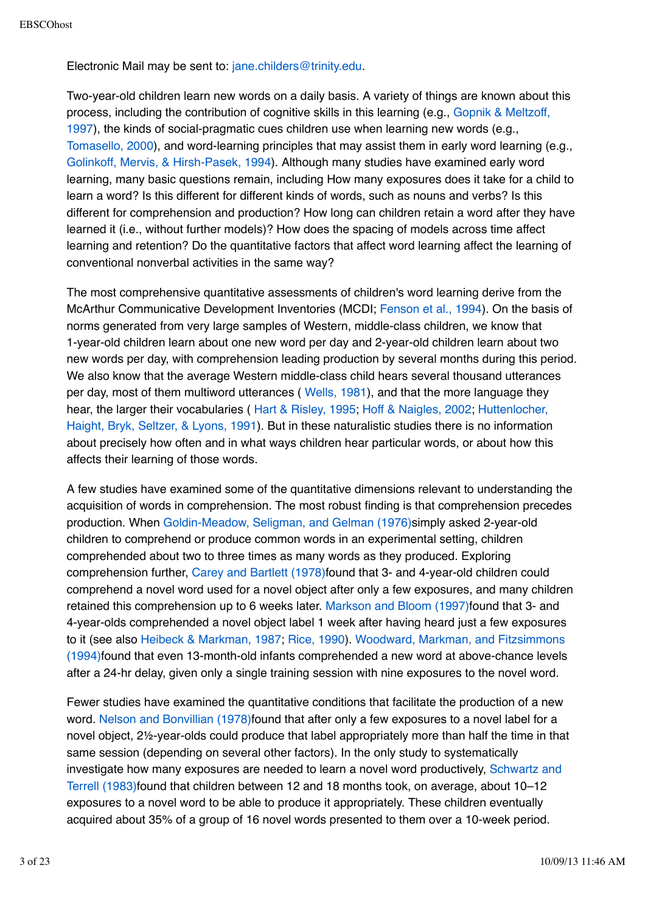Electronic Mail may be sent to: jane.childers@trinity.edu.

Two-year-old children learn new words on a daily basis. A variety of things are known about this process, including the contribution of cognitive skills in this learning (e.g., Gopnik & Meltzoff, 1997), the kinds of social-pragmatic cues children use when learning new words (e.g., Tomasello, 2000), and word-learning principles that may assist them in early word learning (e.g., Golinkoff, Mervis, & Hirsh-Pasek, 1994). Although many studies have examined early word learning, many basic questions remain, including How many exposures does it take for a child to learn a word? Is this different for different kinds of words, such as nouns and verbs? Is this different for comprehension and production? How long can children retain a word after they have learned it (i.e., without further models)? How does the spacing of models across time affect learning and retention? Do the quantitative factors that affect word learning affect the learning of conventional nonverbal activities in the same way?

The most comprehensive quantitative assessments of children's word learning derive from the McArthur Communicative Development Inventories (MCDI; Fenson et al., 1994). On the basis of norms generated from very large samples of Western, middle-class children, we know that 1-year-old children learn about one new word per day and 2-year-old children learn about two new words per day, with comprehension leading production by several months during this period. We also know that the average Western middle-class child hears several thousand utterances per day, most of them multiword utterances ( Wells, 1981), and that the more language they hear, the larger their vocabularies ( Hart & Risley, 1995; Hoff & Naigles, 2002; Huttenlocher, Haight, Bryk, Seltzer, & Lyons, 1991). But in these naturalistic studies there is no information about precisely how often and in what ways children hear particular words, or about how this affects their learning of those words.

A few studies have examined some of the quantitative dimensions relevant to understanding the acquisition of words in comprehension. The most robust finding is that comprehension precedes production. When Goldin-Meadow, Seligman, and Gelman (1976)simply asked 2-year-old children to comprehend or produce common words in an experimental setting, children comprehended about two to three times as many words as they produced. Exploring comprehension further, Carey and Bartlett (1978)found that 3- and 4-year-old children could comprehend a novel word used for a novel object after only a few exposures, and many children retained this comprehension up to 6 weeks later. Markson and Bloom (1997)found that 3- and 4-year-olds comprehended a novel object label 1 week after having heard just a few exposures to it (see also Heibeck & Markman, 1987; Rice, 1990). Woodward, Markman, and Fitzsimmons (1994)found that even 13-month-old infants comprehended a new word at above-chance levels after a 24-hr delay, given only a single training session with nine exposures to the novel word.

Fewer studies have examined the quantitative conditions that facilitate the production of a new word. Nelson and Bonvillian (1978)found that after only a few exposures to a novel label for a novel object, 2½-year-olds could produce that label appropriately more than half the time in that same session (depending on several other factors). In the only study to systematically investigate how many exposures are needed to learn a novel word productively, Schwartz and Terrell (1983)found that children between 12 and 18 months took, on average, about 10–12 exposures to a novel word to be able to produce it appropriately. These children eventually acquired about 35% of a group of 16 novel words presented to them over a 10-week period.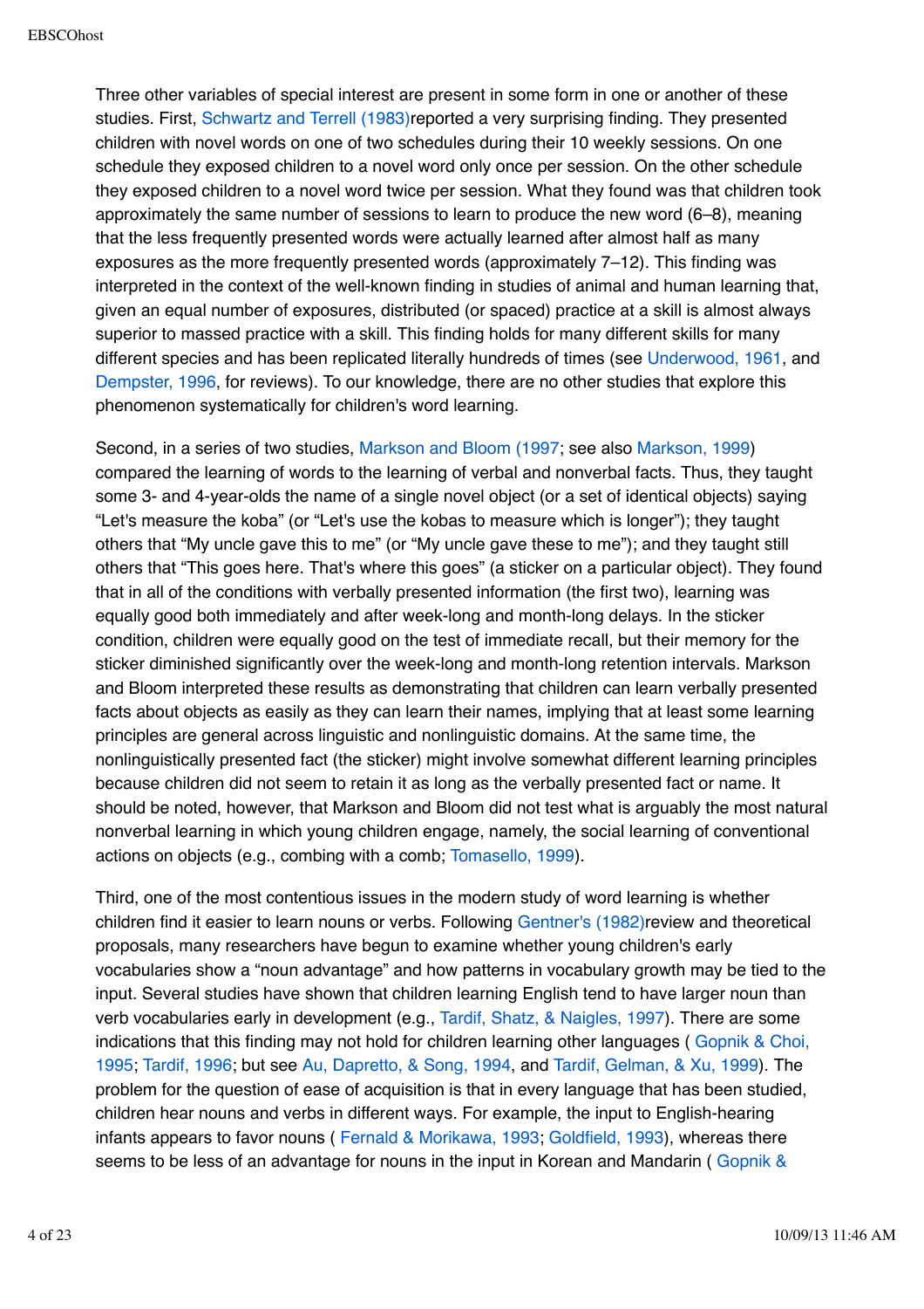Three other variables of special interest are present in some form in one or another of these studies. First, Schwartz and Terrell (1983)reported a very surprising finding. They presented children with novel words on one of two schedules during their 10 weekly sessions. On one schedule they exposed children to a novel word only once per session. On the other schedule they exposed children to a novel word twice per session. What they found was that children took approximately the same number of sessions to learn to produce the new word (6–8), meaning that the less frequently presented words were actually learned after almost half as many exposures as the more frequently presented words (approximately 7–12). This finding was interpreted in the context of the well-known finding in studies of animal and human learning that, given an equal number of exposures, distributed (or spaced) practice at a skill is almost always superior to massed practice with a skill. This finding holds for many different skills for many different species and has been replicated literally hundreds of times (see Underwood, 1961, and Dempster, 1996, for reviews). To our knowledge, there are no other studies that explore this phenomenon systematically for children's word learning.

Second, in a series of two studies, Markson and Bloom (1997; see also Markson, 1999) compared the learning of words to the learning of verbal and nonverbal facts. Thus, they taught some 3- and 4-year-olds the name of a single novel object (or a set of identical objects) saying “Let's measure the koba” (or “Let's use the kobas to measure which is longer”); they taught others that “My uncle gave this to me” (or “My uncle gave these to me”); and they taught still others that “This goes here. That's where this goes” (a sticker on a particular object). They found that in all of the conditions with verbally presented information (the first two), learning was equally good both immediately and after week-long and month-long delays. In the sticker condition, children were equally good on the test of immediate recall, but their memory for the sticker diminished significantly over the week-long and month-long retention intervals. Markson and Bloom interpreted these results as demonstrating that children can learn verbally presented facts about objects as easily as they can learn their names, implying that at least some learning principles are general across linguistic and nonlinguistic domains. At the same time, the nonlinguistically presented fact (the sticker) might involve somewhat different learning principles because children did not seem to retain it as long as the verbally presented fact or name. It should be noted, however, that Markson and Bloom did not test what is arguably the most natural nonverbal learning in which young children engage, namely, the social learning of conventional actions on objects (e.g., combing with a comb; Tomasello, 1999).

Third, one of the most contentious issues in the modern study of word learning is whether children find it easier to learn nouns or verbs. Following Gentner's (1982)review and theoretical proposals, many researchers have begun to examine whether young children's early vocabularies show a “noun advantage” and how patterns in vocabulary growth may be tied to the input. Several studies have shown that children learning English tend to have larger noun than verb vocabularies early in development (e.g., Tardif, Shatz, & Naigles, 1997). There are some indications that this finding may not hold for children learning other languages ( Gopnik & Choi, 1995; Tardif, 1996; but see Au, Dapretto, & Song, 1994, and Tardif, Gelman, & Xu, 1999). The problem for the question of ease of acquisition is that in every language that has been studied, children hear nouns and verbs in different ways. For example, the input to English-hearing infants appears to favor nouns ( Fernald & Morikawa, 1993; Goldfield, 1993), whereas there seems to be less of an advantage for nouns in the input in Korean and Mandarin ( Gopnik &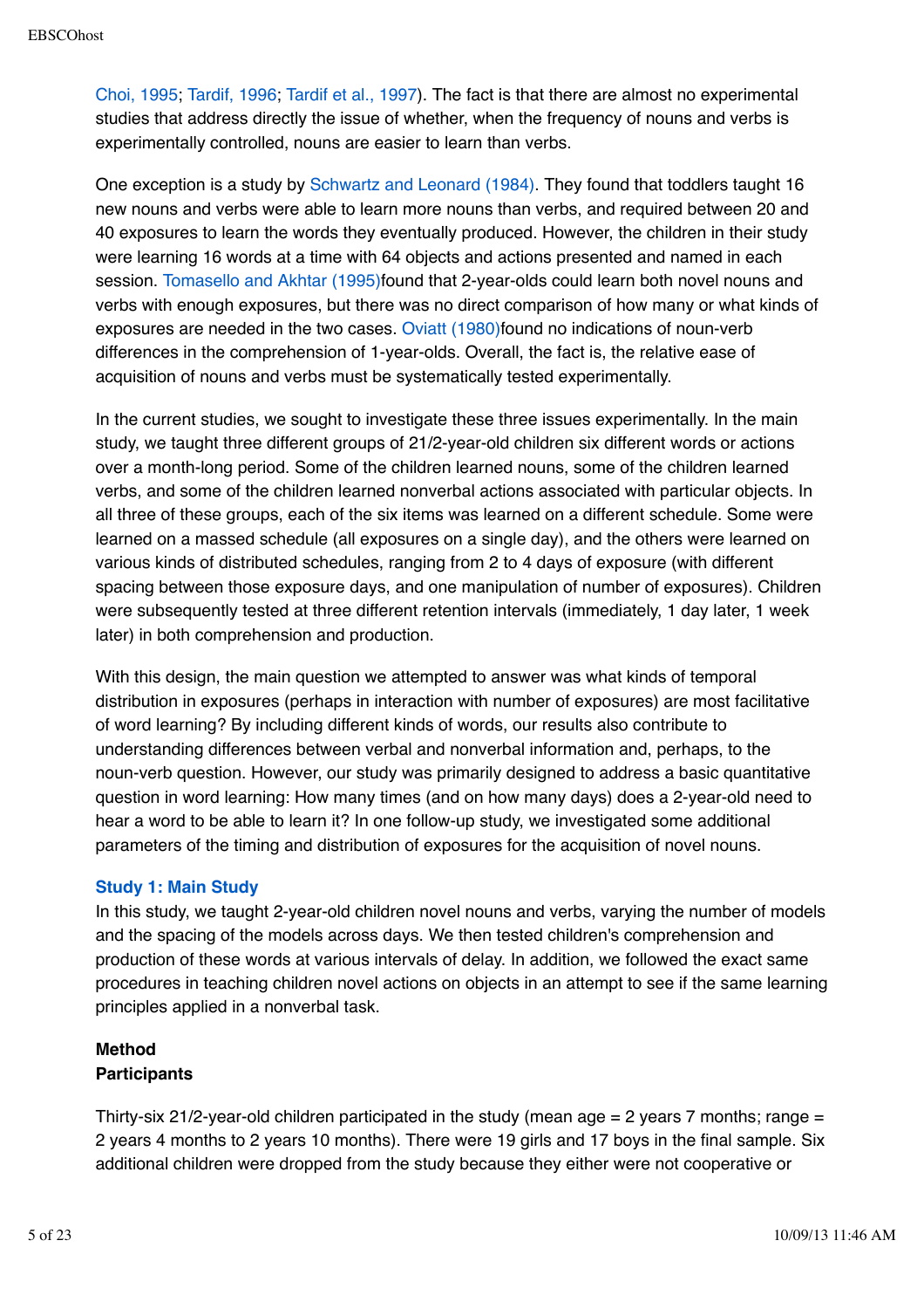Choi, 1995; Tardif, 1996; Tardif et al., 1997). The fact is that there are almost no experimental studies that address directly the issue of whether, when the frequency of nouns and verbs is experimentally controlled, nouns are easier to learn than verbs.

One exception is a study by Schwartz and Leonard (1984). They found that toddlers taught 16 new nouns and verbs were able to learn more nouns than verbs, and required between 20 and 40 exposures to learn the words they eventually produced. However, the children in their study were learning 16 words at a time with 64 objects and actions presented and named in each session. Tomasello and Akhtar (1995)found that 2-year-olds could learn both novel nouns and verbs with enough exposures, but there was no direct comparison of how many or what kinds of exposures are needed in the two cases. Oviatt (1980)found no indications of noun-verb differences in the comprehension of 1-year-olds. Overall, the fact is, the relative ease of acquisition of nouns and verbs must be systematically tested experimentally.

In the current studies, we sought to investigate these three issues experimentally. In the main study, we taught three different groups of 21/2-year-old children six different words or actions over a month-long period. Some of the children learned nouns, some of the children learned verbs, and some of the children learned nonverbal actions associated with particular objects. In all three of these groups, each of the six items was learned on a different schedule. Some were learned on a massed schedule (all exposures on a single day), and the others were learned on various kinds of distributed schedules, ranging from 2 to 4 days of exposure (with different spacing between those exposure days, and one manipulation of number of exposures). Children were subsequently tested at three different retention intervals (immediately, 1 day later, 1 week later) in both comprehension and production.

With this design, the main question we attempted to answer was what kinds of temporal distribution in exposures (perhaps in interaction with number of exposures) are most facilitative of word learning? By including different kinds of words, our results also contribute to understanding differences between verbal and nonverbal information and, perhaps, to the noun-verb question. However, our study was primarily designed to address a basic quantitative question in word learning: How many times (and on how many days) does a 2-year-old need to hear a word to be able to learn it? In one follow-up study, we investigated some additional parameters of the timing and distribution of exposures for the acquisition of novel nouns.

## Study 1: Main Study

In this study, we taught 2-year-old children novel nouns and verbs, varying the number of models and the spacing of the models across days. We then tested children's comprehension and production of these words at various intervals of delay. In addition, we followed the exact same procedures in teaching children novel actions on objects in an attempt to see if the same learning principles applied in a nonverbal task.

### Method

#### Participants

Thirty-six 21/2-year-old children participated in the study (mean age = 2 years 7 months; range = 2 years 4 months to 2 years 10 months). There were 19 girls and 17 boys in the final sample. Six additional children were dropped from the study because they either were not cooperative or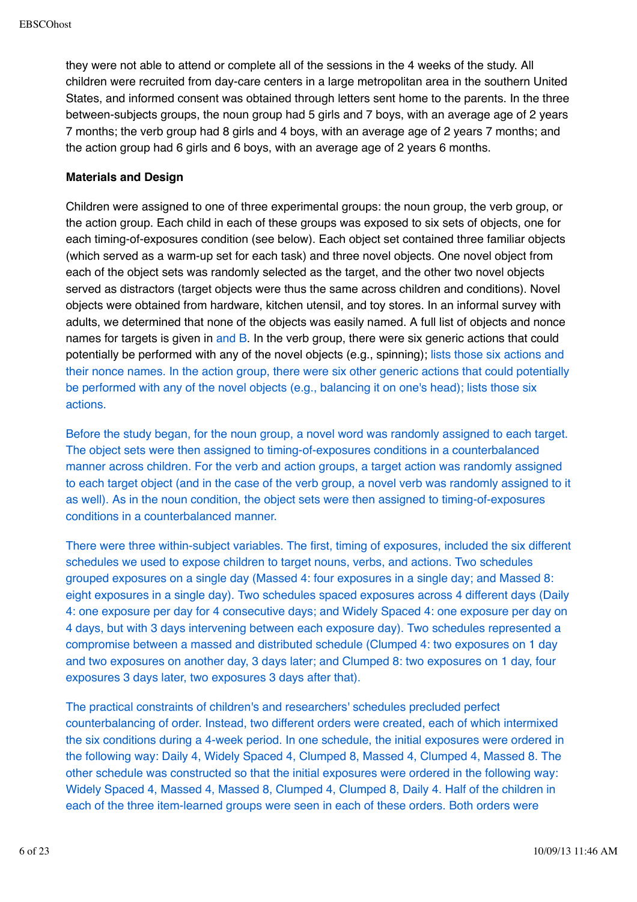they were not able to attend or complete all of the sessions in the 4 weeks of the study. All children were recruited from day-care centers in a large metropolitan area in the southern United States, and informed consent was obtained through letters sent home to the parents. In the three between-subjects groups, the noun group had 5 girls and 7 boys, with an average age of 2 years 7 months; the verb group had 8 girls and 4 boys, with an average age of 2 years 7 months; and the action group had 6 girls and 6 boys, with an average age of 2 years 6 months.

**Materials and Design**

Children were assigned to one of three experimental groups: the noun group, the verb group, or the action group. Each child in each of these groups was exposed to six sets of objects, one for each timing-of-exposures condition (see below). Each object set contained three familiar objects (which served as a warm-up set for each task) and three novel objects. One novel object from each of the object sets was randomly selected as the target, and the other two novel objects served as distractors (target objects were thus the same across children and conditions). Novel objects were obtained from hardware, kitchen utensil, and toy stores. In an informal survey with adults, we determined that none of the objects was easily named. A full list of objects and nonce names for targets is given in and B. In the verb group, there were six generic actions that could potentially be performed with any of the novel objects (e.g., spinning); lists those six actions and their nonce names. In the action group, there were six other generic actions that could potentially be performed with any of the novel objects (e.g., balancing it on one's head); lists those six actions.

Before the study began, for the noun group, a novel word was randomly assigned to each target. The object sets were then assigned to timing-of-exposures conditions in a counterbalanced manner across children. For the verb and action groups, a target action was randomly assigned to each target object (and in the case of the verb group, a novel verb was randomly assigned to it as well). As in the noun condition, the object sets were then assigned to timing-of-exposures conditions in a counterbalanced manner.

There were three within-subject variables. The first, timing of exposures, included the six different schedules we used to expose children to target nouns, verbs, and actions. Two schedules grouped exposures on a single day (Massed 4: four exposures in a single day; and Massed 8: eight exposures in a single day). Two schedules spaced exposures across 4 different days (Daily 4: one exposure per day for 4 consecutive days; and Widely Spaced 4: one exposure per day on 4 days, but with 3 days intervening between each exposure day). Two schedules represented a compromise between a massed and distributed schedule (Clumped 4: two exposures on 1 day and two exposures on another day, 3 days later; and Clumped 8: two exposures on 1 day, four exposures 3 days later, two exposures 3 days after that).

The practical constraints of children's and researchers' schedules precluded perfect counterbalancing of order. Instead, two different orders were created, each of which intermixed the six conditions during a 4-week period. In one schedule, the initial exposures were ordered in the following way: Daily 4, Widely Spaced 4, Clumped 8, Massed 4, Clumped 4, Massed 8. The other schedule was constructed so that the initial exposures were ordered in the following way: Widely Spaced 4, Massed 4, Massed 8, Clumped 4, Clumped 8, Daily 4. Half of the children in each of the three item-learned groups were seen in each of these orders. Both orders were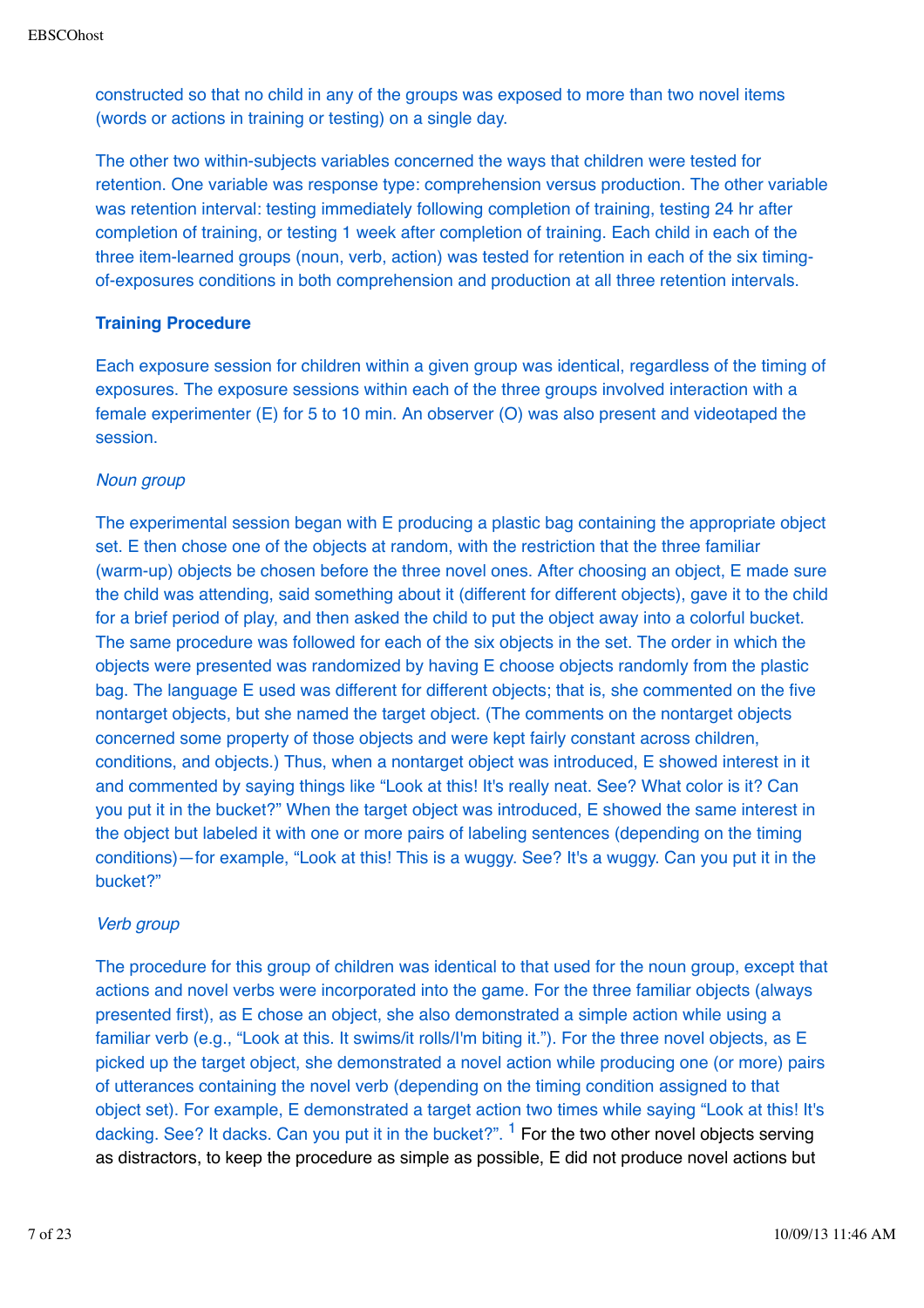constructed so that no child in any of the groups was exposed to more than two novel items (words or actions in training or testing) on a single day.

The other two within-subjects variables concerned the ways that children were tested for retention. One variable was response type: comprehension versus production. The other variable was retention interval: testing immediately following completion of training, testing 24 hr after completion of training, or testing 1 week after completion of training. Each child in each of the three item-learned groups (noun, verb, action) was tested for retention in each of the six timing-of-exposures conditions in both comprehension and production at all three retention intervals.

### Training Procedure

Each exposure session for children within a given group was identical, regardless of the timing of exposures. The exposure sessions within each of the three groups involved interaction with a female experimenter (E) for 5 to 10 min. An observer (O) was also present and videotaped the session.

#### *Noun group*

The experimental session began with E producing a plastic bag containing the appropriate object set. E then chose one of the objects at random, with the restriction that the three familiar (warm-up) objects be chosen before the three novel ones. After choosing an object, E made sure the child was attending, said something about it (different for different objects), gave it to the child for a brief period of play, and then asked the child to put the object away into a colorful bucket. The same procedure was followed for each of the six objects in the set. The order in which the objects were presented was randomized by having E choose objects randomly from the plastic bag. The language E used was different for different objects; that is, she commented on the five nontarget objects, but she named the target object. (The comments on the nontarget objects concerned some property of those objects and were kept fairly constant across children, conditions, and objects.) Thus, when a nontarget object was introduced, E showed interest in it and commented by saying things like "Look at this! It's really neat. See? What color is it? Can you put it in the bucket?" When the target object was introduced, E showed the same interest in the object but labeled it with one or more pairs of labeling sentences (depending on the timing conditions)—for example, "Look at this! This is a wuggy. See? It's a wuggy. Can you put it in the bucket?"

#### *Verb group*

The procedure for this group of children was identical to that used for the noun group, except that actions and novel verbs were incorporated into the game. For the three familiar objects (always presented first), as E chose an object, she also demonstrated a simple action while using a familiar verb (e.g., "Look at this. It swims/it rolls/I'm biting it."). For the three novel objects, as E picked up the target object, she demonstrated a novel action while producing one (or more) pairs of utterances containing the novel verb (depending on the timing condition assigned to that object set). For example, E demonstrated a target action two times while saying "Look at this! It's dacking. See? It dacks. Can you put it in the bucket?". [1] For the two other novel objects serving as distractors, to keep the procedure as simple as possible, E did not produce novel actions but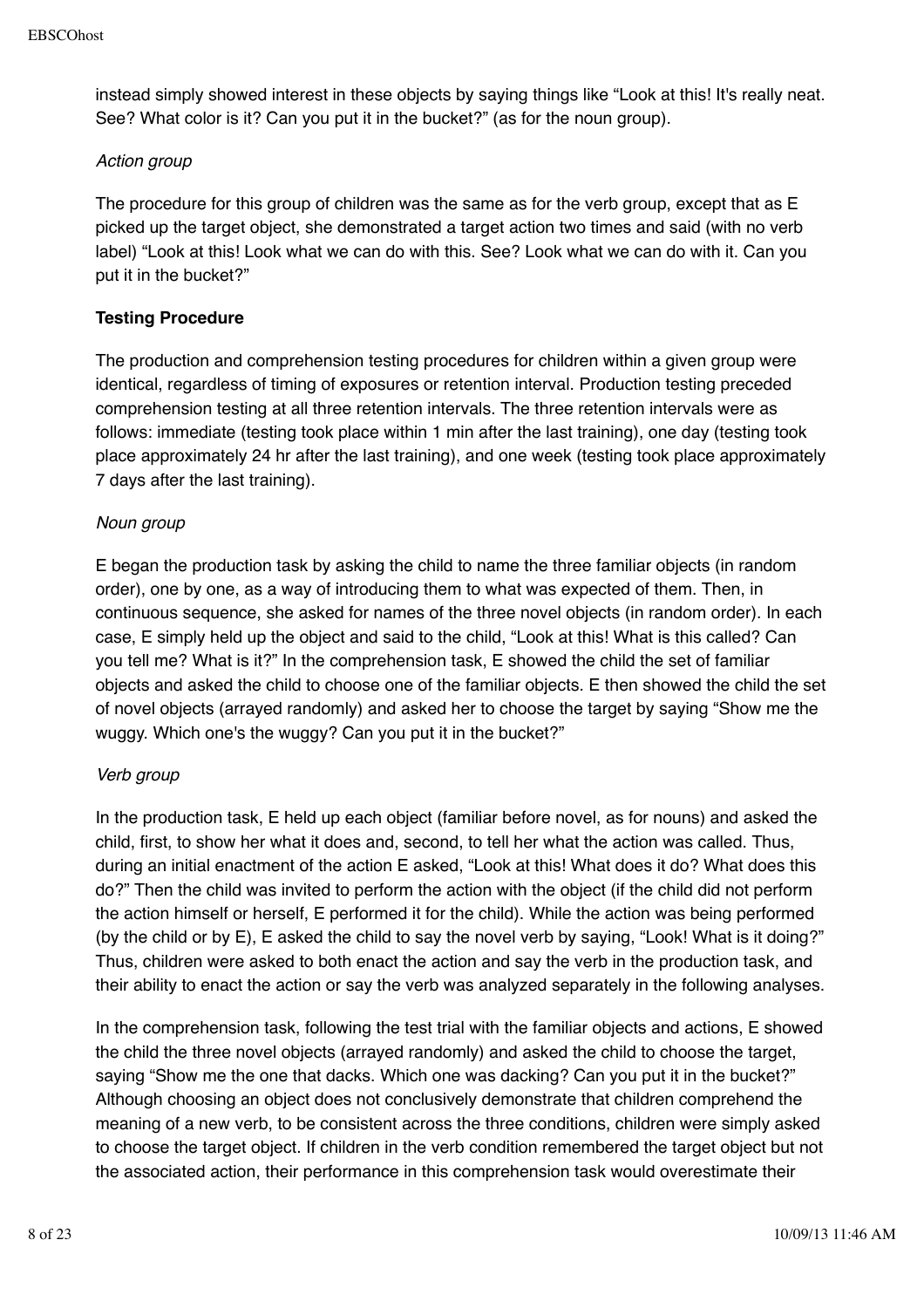instead simply showed interest in these objects by saying things like "Look at this! It's really neat. See? What color is it? Can you put it in the bucket?" (as for the noun group).

*Action group*

The procedure for this group of children was the same as for the verb group, except that as E picked up the target object, she demonstrated a target action two times and said (with no verb label) "Look at this! Look what we can do with this. See? Look what we can do with it. Can you put it in the bucket?"

**Testing Procedure**

The production and comprehension testing procedures for children within a given group were identical, regardless of timing of exposures or retention interval. Production testing preceded comprehension testing at all three retention intervals. The three retention intervals were as follows: immediate (testing took place within 1 min after the last training), one day (testing took place approximately 24 hr after the last training), and one week (testing took place approximately 7 days after the last training).

*Noun group*

E began the production task by asking the child to name the three familiar objects (in random order), one by one, as a way of introducing them to what was expected of them. Then, in continuous sequence, she asked for names of the three novel objects (in random order). In each case, E simply held up the object and said to the child, "Look at this! What is this called? Can you tell me? What is it?" In the comprehension task, E showed the child the set of familiar objects and asked the child to choose one of the familiar objects. E then showed the child the set of novel objects (arrayed randomly) and asked her to choose the target by saying "Show me the wuggy. Which one's the wuggy? Can you put it in the bucket?"

*Verb group*

In the production task, E held up each object (familiar before novel, as for nouns) and asked the child, first, to show her what it does and, second, to tell her what the action was called. Thus, during an initial enactment of the action E asked, "Look at this! What does it do? What does this do?" Then the child was invited to perform the action with the object (if the child did not perform the action himself or herself, E performed it for the child). While the action was being performed (by the child or by E), E asked the child to say the novel verb by saying, "Look! What is it doing?" Thus, children were asked to both enact the action and say the verb in the production task, and their ability to enact the action or say the verb was analyzed separately in the following analyses.

In the comprehension task, following the test trial with the familiar objects and actions, E showed the child the three novel objects (arrayed randomly) and asked the child to choose the target, saying "Show me the one that dacks. Which one was dacking? Can you put it in the bucket?" Although choosing an object does not conclusively demonstrate that children comprehend the meaning of a new verb, to be consistent across the three conditions, children were simply asked to choose the target object. If children in the verb condition remembered the target object but not the associated action, their performance in this comprehension task would overestimate their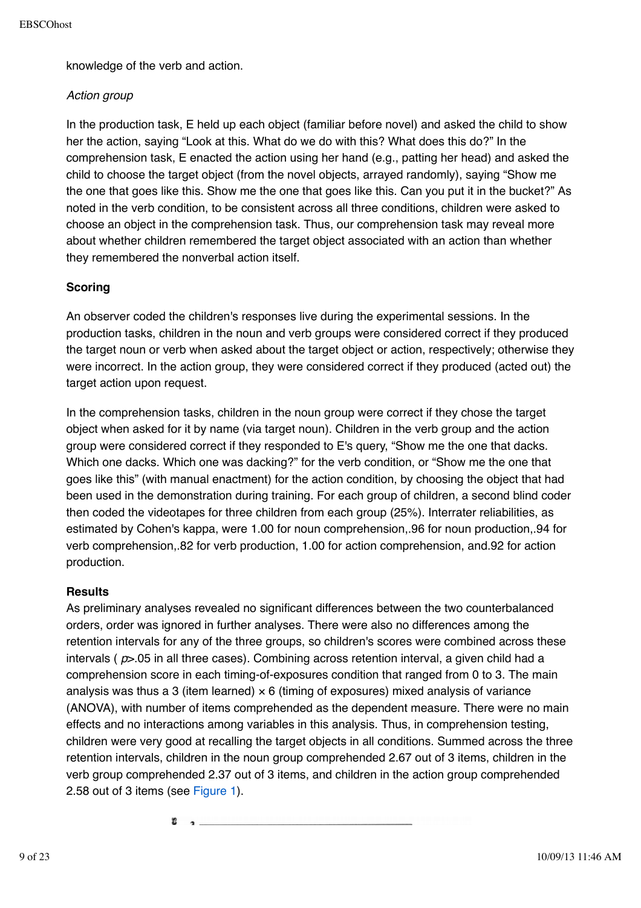knowledge of the verb and action.

*Action group*

In the production task, E held up each object (familiar before novel) and asked the child to show her the action, saying "Look at this. What do we do with this? What does this do?" In the comprehension task, E enacted the action using her hand (e.g., patting her head) and asked the child to choose the target object (from the novel objects, arrayed randomly), saying "Show me the one that goes like this. Show me the one that goes like this. Can you put it in the bucket?" As noted in the verb condition, to be consistent across all three conditions, children were asked to choose an object in the comprehension task. Thus, our comprehension task may reveal more about whether children remembered the target object associated with an action than whether they remembered the nonverbal action itself.

### Scoring

An observer coded the children's responses live during the experimental sessions. In the production tasks, children in the noun and verb groups were considered correct if they produced the target noun or verb when asked about the target object or action, respectively; otherwise they were incorrect. In the action group, they were considered correct if they produced (acted out) the target action upon request.

In the comprehension tasks, children in the noun group were correct if they chose the target object when asked for it by name (via target noun). Children in the verb group and the action group were considered correct if they responded to E's query, "Show me the one that dacks. Which one dacks. Which one was dacking?" for the verb condition, or "Show me the one that goes like this" (with manual enactment) for the action condition, by choosing the object that had been used in the demonstration during training. For each group of children, a second blind coder then coded the videotapes for three children from each group (25%). Interrater reliabilities, as estimated by Cohen's kappa, were 1.00 for noun comprehension,.96 for noun production,.94 for verb comprehension,.82 for verb production, 1.00 for action comprehension, and.92 for action production.

### Results

As preliminary analyses revealed no significant differences between the two counterbalanced orders, order was ignored in further analyses. There were also no differences among the retention intervals for any of the three groups, so children's scores were combined across these intervals ( $p > .05$ in all three cases). Combining across retention interval, a given child had a comprehension score in each timing-of-exposures condition that ranged from 0 to 3. The main analysis was thus a 3 (item learned) × 6 (timing of exposures) mixed analysis of variance (ANOVA), with number of items comprehended as the dependent measure. There were no main effects and no interactions among variables in this analysis. Thus, in comprehension testing, children were very good at recalling the target objects in all conditions. Summed across the three retention intervals, children in the noun group comprehended 2.67 out of 3 items, children in the verb group comprehended 2.37 out of 3 items, and children in the action group comprehended 2.58 out of 3 items (see Figure 1).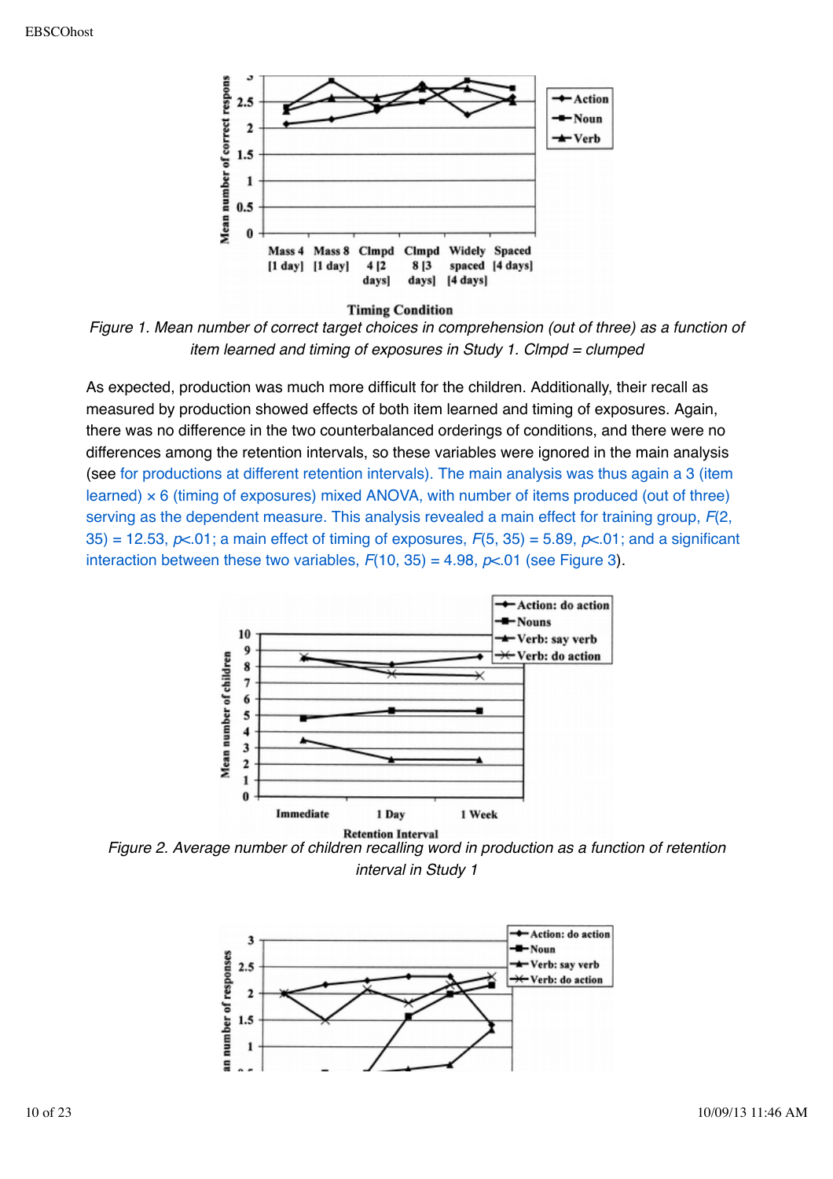*Figure 1. Mean number of correct target choices in comprehension (out of three) as a function of item learned and timing of exposures in Study 1. Clmpd = clumped*

As expected, production was much more difficult for the children. Additionally, their recall as measured by production showed effects of both item learned and timing of exposures. Again, there was no difference in the two counterbalanced orderings of conditions, and there were no differences among the retention intervals, so these variables were ignored in the main analysis (see for productions at different retention intervals). The main analysis was thus again a 3 (item learned) × 6 (timing of exposures) mixed ANOVA, with number of items produced (out of three) serving as the dependent measure. This analysis revealed a main effect for training group, $F(2, 35) = 12.53$, $p<.01$; a main effect of timing of exposures, $F(5, 35) = 5.89$, $p<.01$; and a significant interaction between these two variables, $F(10, 35) = 4.98$, $p<.01$ (see Figure 3).

*Figure 2. Average number of children recalling word in production as a function of retention interval in Study 1*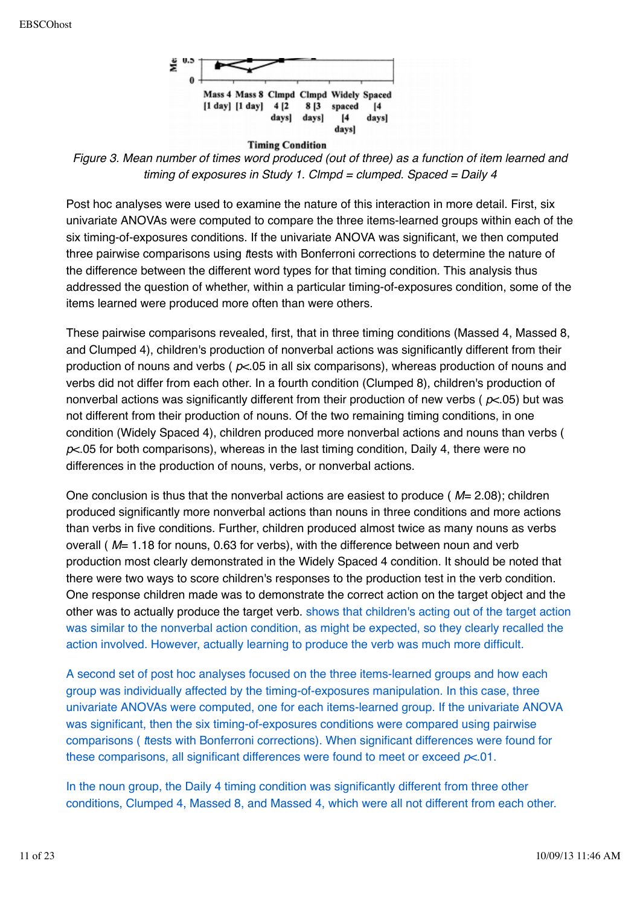*Figure 3. Mean number of times word produced (out of three) as a function of item learned and timing of exposures in Study 1. Clmpd = clumped. Spaced = Daily 4*

Post hoc analyses were used to examine the nature of this interaction in more detail. First, six univariate ANOVAs were computed to compare the three items-learned groups within each of the six timing-of-exposures conditions. If the univariate ANOVA was significant, we then computed three pairwise comparisons using *t* tests with Bonferroni corrections to determine the nature of the difference between the different word types for that timing condition. This analysis thus addressed the question of whether, within a particular timing-of-exposures condition, some of the items learned were produced more often than were others.

These pairwise comparisons revealed, first, that in three timing conditions (Massed 4, Massed 8, and Clumped 4), children's production of nonverbal actions was significantly different from their production of nouns and verbs ( $p<.05$ in all six comparisons), whereas production of nouns and verbs did not differ from each other. In a fourth condition (Clumped 8), children's production of nonverbal actions was significantly different from their production of new verbs ( $p<.05$) but was not different from their production of nouns. Of the two remaining timing conditions, in one condition (Widely Spaced 4), children produced more nonverbal actions and nouns than verbs ( $p<.05$ for both comparisons), whereas in the last timing condition, Daily 4, there were no differences in the production of nouns, verbs, or nonverbal actions.

One conclusion is thus that the nonverbal actions are easiest to produce ( $M= 2.08$); children produced significantly more nonverbal actions than nouns in three conditions and more actions than verbs in five conditions. Further, children produced almost twice as many nouns as verbs overall ( $M= 1.18$ for nouns, 0.63 for verbs), with the difference between noun and verb production most clearly demonstrated in the Widely Spaced 4 condition. It should be noted that there were two ways to score children's responses to the production test in the verb condition. One response children made was to demonstrate the correct action on the target object and the other was to actually produce the target verb. shows that children's acting out of the target action was similar to the nonverbal action condition, as might be expected, so they clearly recalled the action involved. However, actually learning to produce the verb was much more difficult.

A second set of post hoc analyses focused on the three items-learned groups and how each group was individually affected by the timing-of-exposures manipulation. In this case, three univariate ANOVAs were computed, one for each items-learned group. If the univariate ANOVA was significant, then the six timing-of-exposures conditions were compared using pairwise comparisons ( *t* tests with Bonferroni corrections). When significant differences were found for these comparisons, all significant differences were found to meet or exceed $p<.01$.

In the noun group, the Daily 4 timing condition was significantly different from three other conditions, Clumped 4, Massed 8, and Massed 4, which were all not different from each other.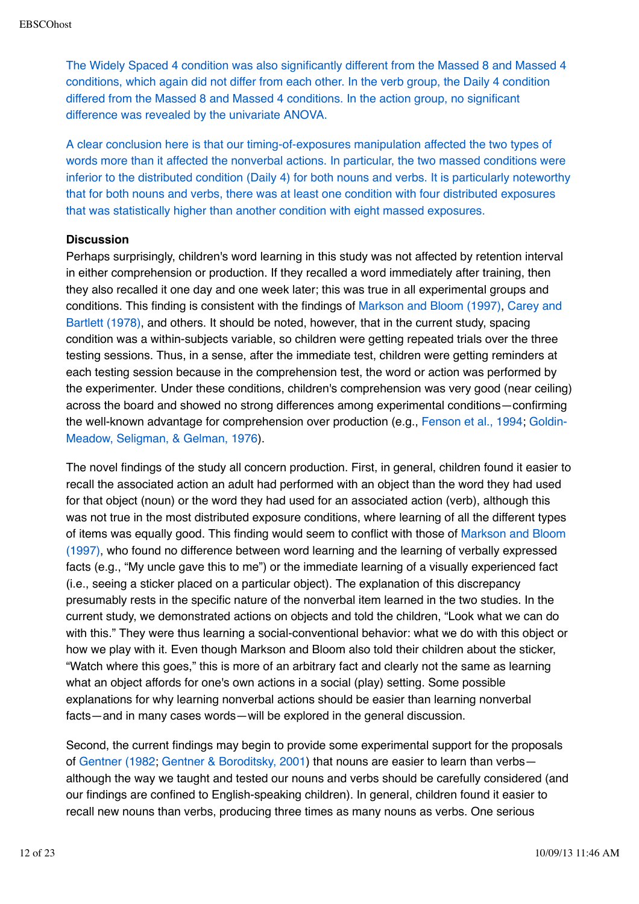The Widely Spaced 4 condition was also significantly different from the Massed 8 and Massed 4 conditions, which again did not differ from each other. In the verb group, the Daily 4 condition differed from the Massed 8 and Massed 4 conditions. In the action group, no significant difference was revealed by the univariate ANOVA.

A clear conclusion here is that our timing-of-exposures manipulation affected the two types of words more than it affected the nonverbal actions. In particular, the two massed conditions were inferior to the distributed condition (Daily 4) for both nouns and verbs. It is particularly noteworthy that for both nouns and verbs, there was at least one condition with four distributed exposures that was statistically higher than another condition with eight massed exposures.

**Discussion**

Perhaps surprisingly, children's word learning in this study was not affected by retention interval in either comprehension or production. If they recalled a word immediately after training, then they also recalled it one day and one week later; this was true in all experimental groups and conditions. This finding is consistent with the findings of Markson and Bloom (1997), Carey and Bartlett (1978), and others. It should be noted, however, that in the current study, spacing condition was a within-subjects variable, so children were getting repeated trials over the three testing sessions. Thus, in a sense, after the immediate test, children were getting reminders at each testing session because in the comprehension test, the word or action was performed by the experimenter. Under these conditions, children's comprehension was very good (near ceiling) across the board and showed no strong differences among experimental conditions—confirming the well-known advantage for comprehension over production (e.g., Fenson et al., 1994; Goldin-Meadow, Seligman, & Gelman, 1976).

The novel findings of the study all concern production. First, in general, children found it easier to recall the associated action an adult had performed with an object than the word they had used for that object (noun) or the word they had used for an associated action (verb), although this was not true in the most distributed exposure conditions, where learning of all the different types of items was equally good. This finding would seem to conflict with those of Markson and Bloom (1997), who found no difference between word learning and the learning of verbally expressed facts (e.g., "My uncle gave this to me") or the immediate learning of a visually experienced fact (i.e., seeing a sticker placed on a particular object). The explanation of this discrepancy presumably rests in the specific nature of the nonverbal item learned in the two studies. In the current study, we demonstrated actions on objects and told the children, "Look what we can do with this." They were thus learning a social-conventional behavior: what we do with this object or how we play with it. Even though Markson and Bloom also told their children about the sticker, "Watch where this goes," this is more of an arbitrary fact and clearly not the same as learning what an object affords for one's own actions in a social (play) setting. Some possible explanations for why learning nonverbal actions should be easier than learning nonverbal facts—and in many cases words—will be explored in the general discussion.

Second, the current findings may begin to provide some experimental support for the proposals of Gentner (1982; Gentner & Boroditsky, 2001) that nouns are easier to learn than verbs—although the way we taught and tested our nouns and verbs should be carefully considered (and our findings are confined to English-speaking children). In general, children found it easier to recall new nouns than verbs, producing three times as many nouns as verbs. One serious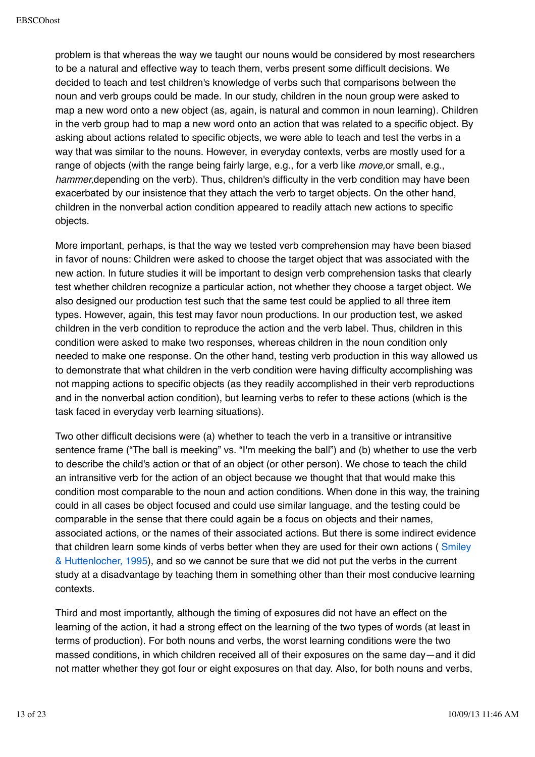problem is that whereas the way we taught our nouns would be considered by most researchers to be a natural and effective way to teach them, verbs present some difficult decisions. We decided to teach and test children's knowledge of verbs such that comparisons between the noun and verb groups could be made. In our study, children in the noun group were asked to map a new word onto a new object (as, again, is natural and common in noun learning). Children in the verb group had to map a new word onto an action that was related to a specific object. By asking about actions related to specific objects, we were able to teach and test the verbs in a way that was similar to the nouns. However, in everyday contexts, verbs are mostly used for a range of objects (with the range being fairly large, e.g., for a verb like *move,* or small, e.g., *hammer,* depending on the verb). Thus, children's difficulty in the verb condition may have been exacerbated by our insistence that they attach the verb to target objects. On the other hand, children in the nonverbal action condition appeared to readily attach new actions to specific objects.

More important, perhaps, is that the way we tested verb comprehension may have been biased in favor of nouns: Children were asked to choose the target object that was associated with the new action. In future studies it will be important to design verb comprehension tasks that clearly test whether children recognize a particular action, not whether they choose a target object. We also designed our production test such that the same test could be applied to all three item types. However, again, this test may favor noun productions. In our production test, we asked children in the verb condition to reproduce the action and the verb label. Thus, children in this condition were asked to make two responses, whereas children in the noun condition only needed to make one response. On the other hand, testing verb production in this way allowed us to demonstrate that what children in the verb condition were having difficulty accomplishing was not mapping actions to specific objects (as they readily accomplished in their verb reproductions and in the nonverbal action condition), but learning verbs to refer to these actions (which is the task faced in everyday verb learning situations).

Two other difficult decisions were (a) whether to teach the verb in a transitive or intransitive sentence frame ("The ball is meeking" vs. "I'm meeking the ball") and (b) whether to use the verb to describe the child's action or that of an object (or other person). We chose to teach the child an intransitive verb for the action of an object because we thought that that would make this condition most comparable to the noun and action conditions. When done in this way, the training could in all cases be object focused and could use similar language, and the testing could be comparable in the sense that there could again be a focus on objects and their names, associated actions, or the names of their associated actions. But there is some indirect evidence that children learn some kinds of verbs better when they are used for their own actions ( Smiley & Huttenlocher, 1995), and so we cannot be sure that we did not put the verbs in the current study at a disadvantage by teaching them in something other than their most conducive learning contexts.

Third and most importantly, although the timing of exposures did not have an effect on the learning of the action, it had a strong effect on the learning of the two types of words (at least in terms of production). For both nouns and verbs, the worst learning conditions were the two massed conditions, in which children received all of their exposures on the same day—and it did not matter whether they got four or eight exposures on that day. Also, for both nouns and verbs,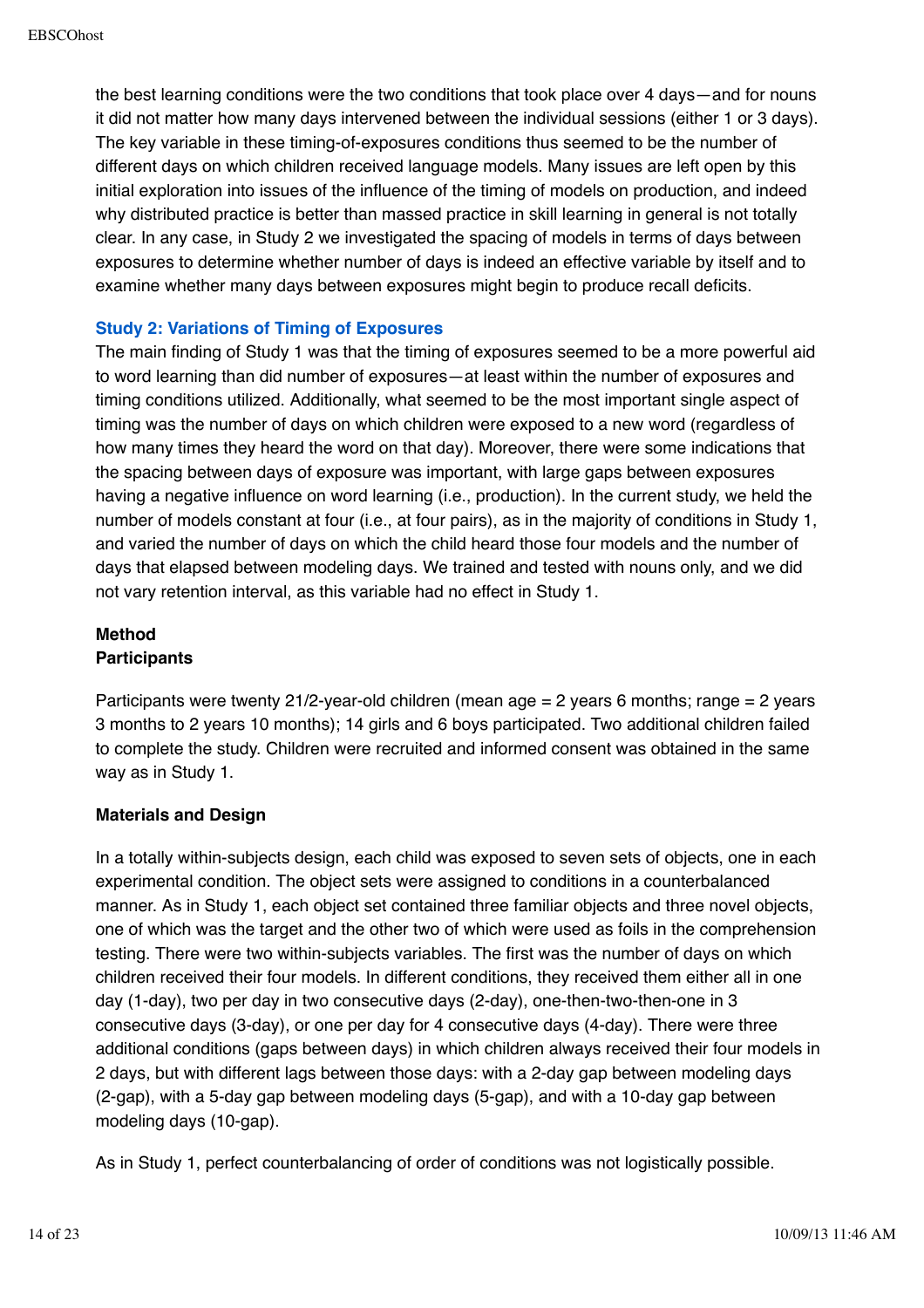the best learning conditions were the two conditions that took place over 4 days—and for nouns it did not matter how many days intervened between the individual sessions (either 1 or 3 days). The key variable in these timing-of-exposures conditions thus seemed to be the number of different days on which children received language models. Many issues are left open by this initial exploration into issues of the influence of the timing of models on production, and indeed why distributed practice is better than massed practice in skill learning in general is not totally clear. In any case, in Study 2 we investigated the spacing of models in terms of days between exposures to determine whether number of days is indeed an effective variable by itself and to examine whether many days between exposures might begin to produce recall deficits.

## Study 2: Variations of Timing of Exposures

The main finding of Study 1 was that the timing of exposures seemed to be a more powerful aid to word learning than did number of exposures—at least within the number of exposures and timing conditions utilized. Additionally, what seemed to be the most important single aspect of timing was the number of days on which children were exposed to a new word (regardless of how many times they heard the word on that day). Moreover, there were some indications that the spacing between days of exposure was important, with large gaps between exposures having a negative influence on word learning (i.e., production). In the current study, we held the number of models constant at four (i.e., at four pairs), as in the majority of conditions in Study 1, and varied the number of days on which the child heard those four models and the number of days that elapsed between modeling days. We trained and tested with nouns only, and we did not vary retention interval, as this variable had no effect in Study 1.

### Method

#### Participants

Participants were twenty 21/2-year-old children (mean age = 2 years 6 months; range = 2 years 3 months to 2 years 10 months); 14 girls and 6 boys participated. Two additional children failed to complete the study. Children were recruited and informed consent was obtained in the same way as in Study 1.

#### Materials and Design

In a totally within-subjects design, each child was exposed to seven sets of objects, one in each experimental condition. The object sets were assigned to conditions in a counterbalanced manner. As in Study 1, each object set contained three familiar objects and three novel objects, one of which was the target and the other two of which were used as foils in the comprehension testing. There were two within-subjects variables. The first was the number of days on which children received their four models. In different conditions, they received them either all in one day (1-day), two per day in two consecutive days (2-day), one-then-two-then-one in 3 consecutive days (3-day), or one per day for 4 consecutive days (4-day). There were three additional conditions (gaps between days) in which children always received their four models in 2 days, but with different lags between those days: with a 2-day gap between modeling days (2-gap), with a 5-day gap between modeling days (5-gap), and with a 10-day gap between modeling days (10-gap).

As in Study 1, perfect counterbalancing of order of conditions was not logistically possible.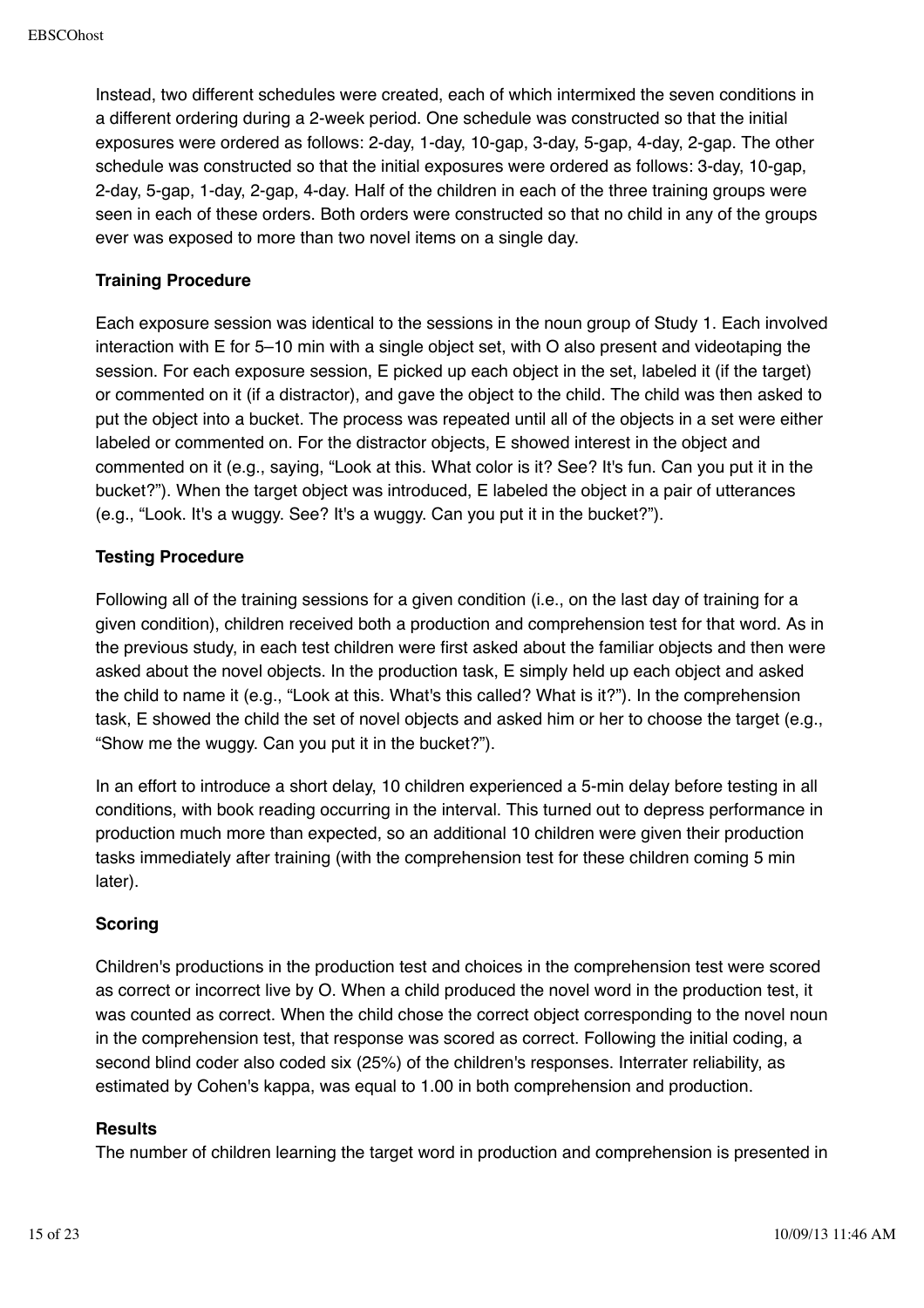Instead, two different schedules were created, each of which intermixed the seven conditions in a different ordering during a 2-week period. One schedule was constructed so that the initial exposures were ordered as follows: 2-day, 1-day, 10-gap, 3-day, 5-gap, 4-day, 2-gap. The other schedule was constructed so that the initial exposures were ordered as follows: 3-day, 10-gap, 2-day, 5-gap, 1-day, 2-gap, 4-day. Half of the children in each of the three training groups were seen in each of these orders. Both orders were constructed so that no child in any of the groups ever was exposed to more than two novel items on a single day.

### Training Procedure

Each exposure session was identical to the sessions in the noun group of Study 1. Each involved interaction with E for 5–10 min with a single object set, with O also present and videotaping the session. For each exposure session, E picked up each object in the set, labeled it (if the target) or commented on it (if a distractor), and gave the object to the child. The child was then asked to put the object into a bucket. The process was repeated until all of the objects in a set were either labeled or commented on. For the distractor objects, E showed interest in the object and commented on it (e.g., saying, "Look at this. What color is it? See? It's fun. Can you put it in the bucket?"). When the target object was introduced, E labeled the object in a pair of utterances (e.g., "Look. It's a wuggy. See? It's a wuggy. Can you put it in the bucket?").

### Testing Procedure

Following all of the training sessions for a given condition (i.e., on the last day of training for a given condition), children received both a production and comprehension test for that word. As in the previous study, in each test children were first asked about the familiar objects and then were asked about the novel objects. In the production task, E simply held up each object and asked the child to name it (e.g., "Look at this. What's this called? What is it?"). In the comprehension task, E showed the child the set of novel objects and asked him or her to choose the target (e.g., "Show me the wuggy. Can you put it in the bucket?").

In an effort to introduce a short delay, 10 children experienced a 5-min delay before testing in all conditions, with book reading occurring in the interval. This turned out to depress performance in production much more than expected, so an additional 10 children were given their production tasks immediately after training (with the comprehension test for these children coming 5 min later).

### Scoring

Children's productions in the production test and choices in the comprehension test were scored as correct or incorrect live by O. When a child produced the novel word in the production test, it was counted as correct. When the child chose the correct object corresponding to the novel noun in the comprehension test, that response was scored as correct. Following the initial coding, a second blind coder also coded six (25%) of the children's responses. Interrater reliability, as estimated by Cohen's kappa, was equal to 1.00 in both comprehension and production.

### Results

The number of children learning the target word in production and comprehension is presented in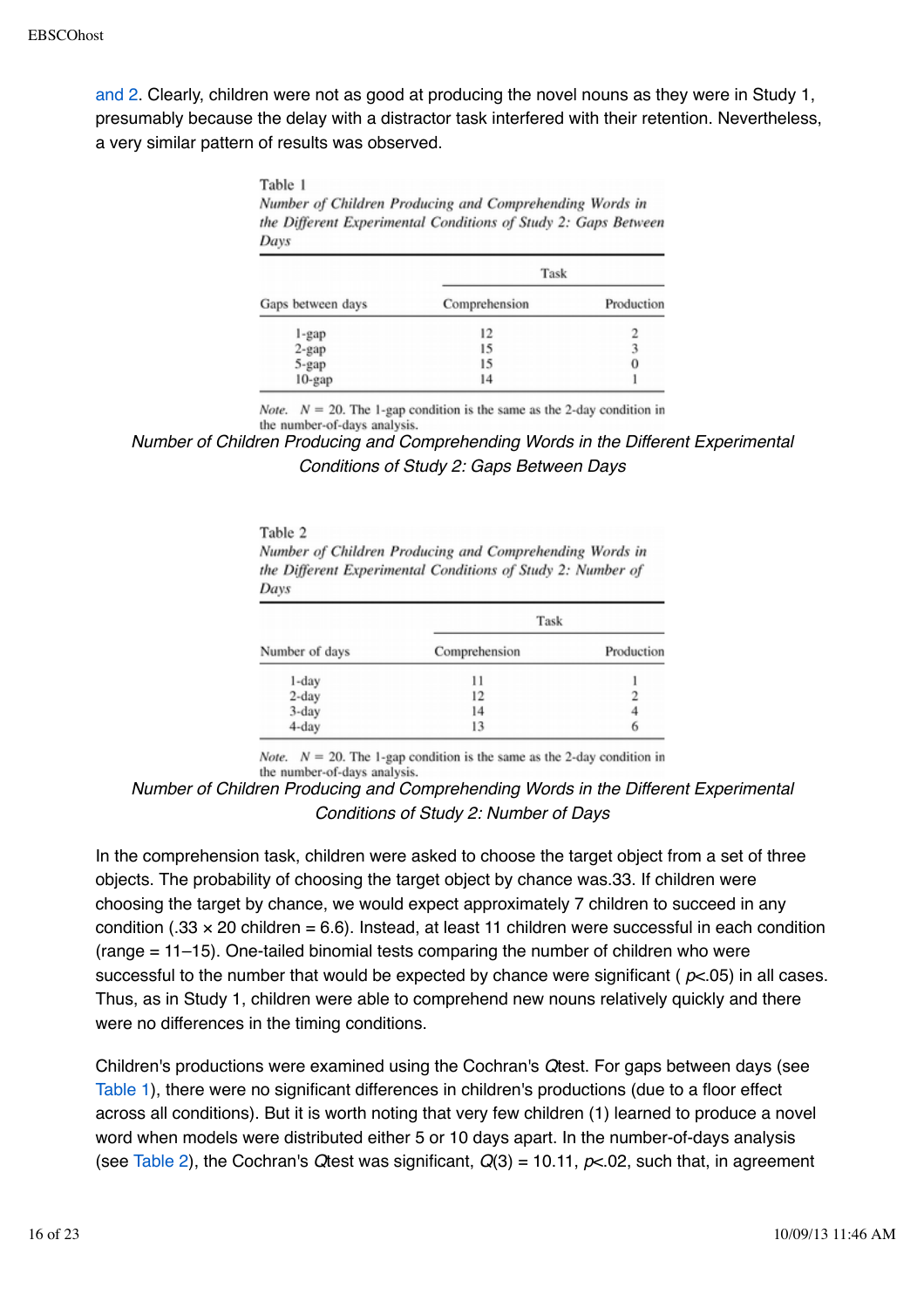and 2. Clearly, children were not as good at producing the novel nouns as they were in Study 1, presumably because the delay with a distractor task interfered with their retention. Nevertheless, a very similar pattern of results was observed.

Table 1

*Number of Children Producing and Comprehending Words in the Different Experimental Conditions of Study 2: Gaps Between Days*

| | Task | |
|---|---|---|
| Gaps between days | Comprehension | Production |
| 1-gap | 12 | 2 |
| 2-gap | 15 | 3 |
| 5-gap | 15 | 0 |
| 10-gap | 14 | 1 |

*Note.* $N = 20$. The 1-gap condition is the same as the 2-day condition in the number-of-days analysis.

*Number of Children Producing and Comprehending Words in the Different Experimental Conditions of Study 2: Gaps Between Days*

Table 2

*Number of Children Producing and Comprehending Words in the Different Experimental Conditions of Study 2: Number of Days*

| | Task | |
|---|---|---|
| Number of days | Comprehension | Production |
| 1-day | 11 | 1 |
| 2-day | 12 | 2 |
| 3-day | 14 | 4 |
| 4-day | 13 | 6 |

*Note.* $N = 20$. The 1-gap condition is the same as the 2-day condition in the number-of-days analysis.

*Number of Children Producing and Comprehending Words in the Different Experimental Conditions of Study 2: Number of Days*

In the comprehension task, children were asked to choose the target object from a set of three objects. The probability of choosing the target object by chance was.33. If children were choosing the target by chance, we would expect approximately 7 children to succeed in any condition (.33 × 20 children = 6.6). Instead, at least 11 children were successful in each condition (range = 11–15). One-tailed binomial tests comparing the number of children who were successful to the number that would be expected by chance were significant ( $p<.05$) in all cases. Thus, as in Study 1, children were able to comprehend new nouns relatively quickly and there were no differences in the timing conditions.

Children's productions were examined using the Cochran's $Q$test. For gaps between days (see Table 1), there were no significant differences in children's productions (due to a floor effect across all conditions). But it is worth noting that very few children (1) learned to produce a novel word when models were distributed either 5 or 10 days apart. In the number-of-days analysis (see Table 2), the Cochran's $Q$test was significant, $Q(3) = 10.11$, $p<.02$, such that, in agreement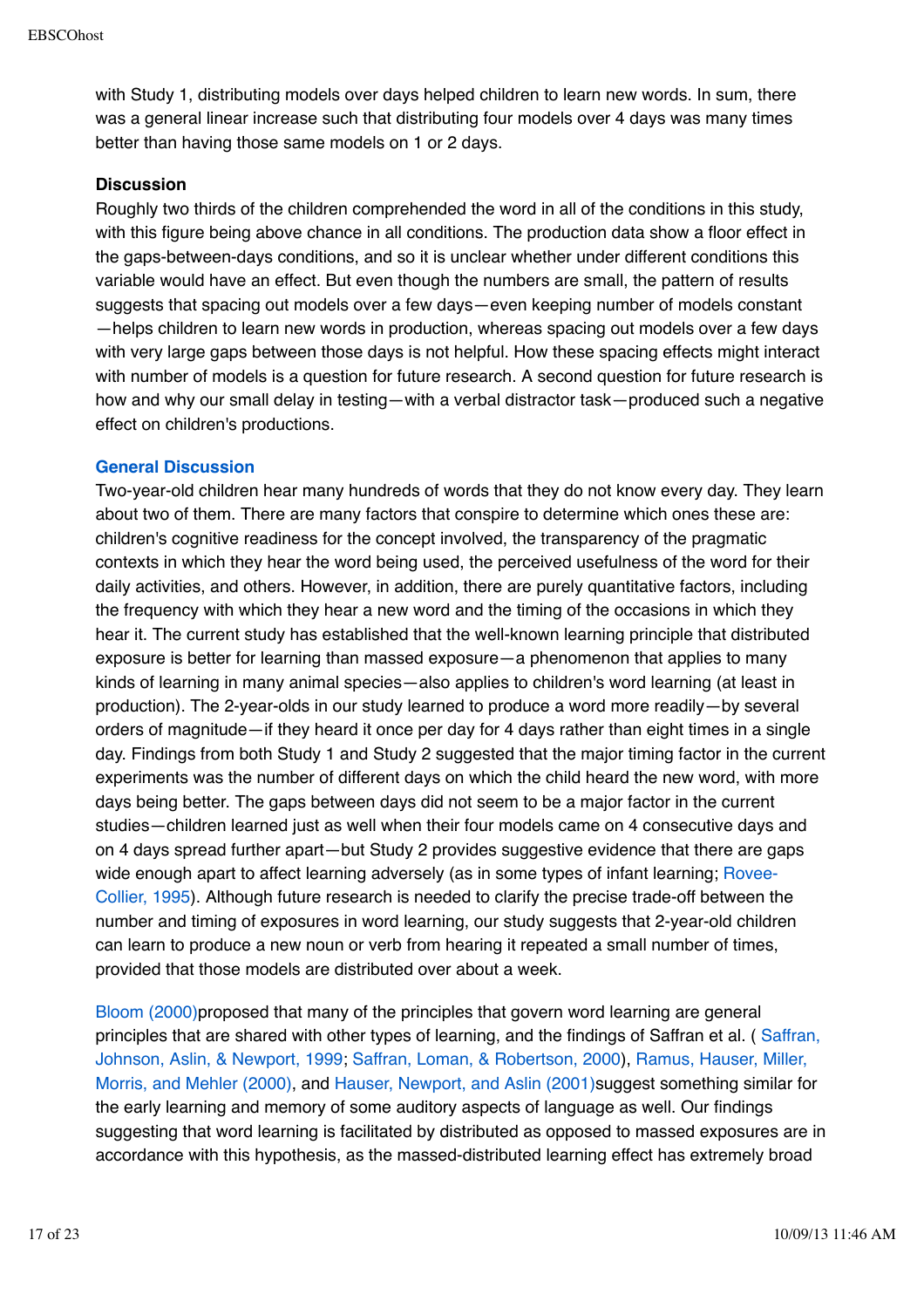with Study 1, distributing models over days helped children to learn new words. In sum, there was a general linear increase such that distributing four models over 4 days was many times better than having those same models on 1 or 2 days.

### Discussion

Roughly two thirds of the children comprehended the word in all of the conditions in this study, with this figure being above chance in all conditions. The production data show a floor effect in the gaps-between-days conditions, and so it is unclear whether under different conditions this variable would have an effect. But even though the numbers are small, the pattern of results suggests that spacing out models over a few days—even keeping number of models constant—helps children to learn new words in production, whereas spacing out models over a few days with very large gaps between those days is not helpful. How these spacing effects might interact with number of models is a question for future research. A second question for future research is how and why our small delay in testing—with a verbal distractor task—produced such a negative effect on children's productions.

## General Discussion

Two-year-old children hear many hundreds of words that they do not know every day. They learn about two of them. There are many factors that conspire to determine which ones these are: children's cognitive readiness for the concept involved, the transparency of the pragmatic contexts in which they hear the word being used, the perceived usefulness of the word for their daily activities, and others. However, in addition, there are purely quantitative factors, including the frequency with which they hear a new word and the timing of the occasions in which they hear it. The current study has established that the well-known learning principle that distributed exposure is better for learning than massed exposure—a phenomenon that applies to many kinds of learning in many animal species—also applies to children's word learning (at least in production). The 2-year-olds in our study learned to produce a word more readily—by several orders of magnitude—if they heard it once per day for 4 days rather than eight times in a single day. Findings from both Study 1 and Study 2 suggested that the major timing factor in the current experiments was the number of different days on which the child heard the new word, with more days being better. The gaps between days did not seem to be a major factor in the current studies—children learned just as well when their four models came on 4 consecutive days and on 4 days spread further apart—but Study 2 provides suggestive evidence that there are gaps wide enough apart to affect learning adversely (as in some types of infant learning; Rovee-Collier, 1995). Although future research is needed to clarify the precise trade-off between the number and timing of exposures in word learning, our study suggests that 2-year-old children can learn to produce a new noun or verb from hearing it repeated a small number of times, provided that those models are distributed over about a week.

Bloom (2000)proposed that many of the principles that govern word learning are general principles that are shared with other types of learning, and the findings of Saffran et al. ( Saffran, Johnson, Aslin, & Newport, 1999; Saffran, Loman, & Robertson, 2000), Ramus, Hauser, Miller, Morris, and Mehler (2000), and Hauser, Newport, and Aslin (2001)suggest something similar for the early learning and memory of some auditory aspects of language as well. Our findings suggesting that word learning is facilitated by distributed as opposed to massed exposures are in accordance with this hypothesis, as the massed-distributed learning effect has extremely broad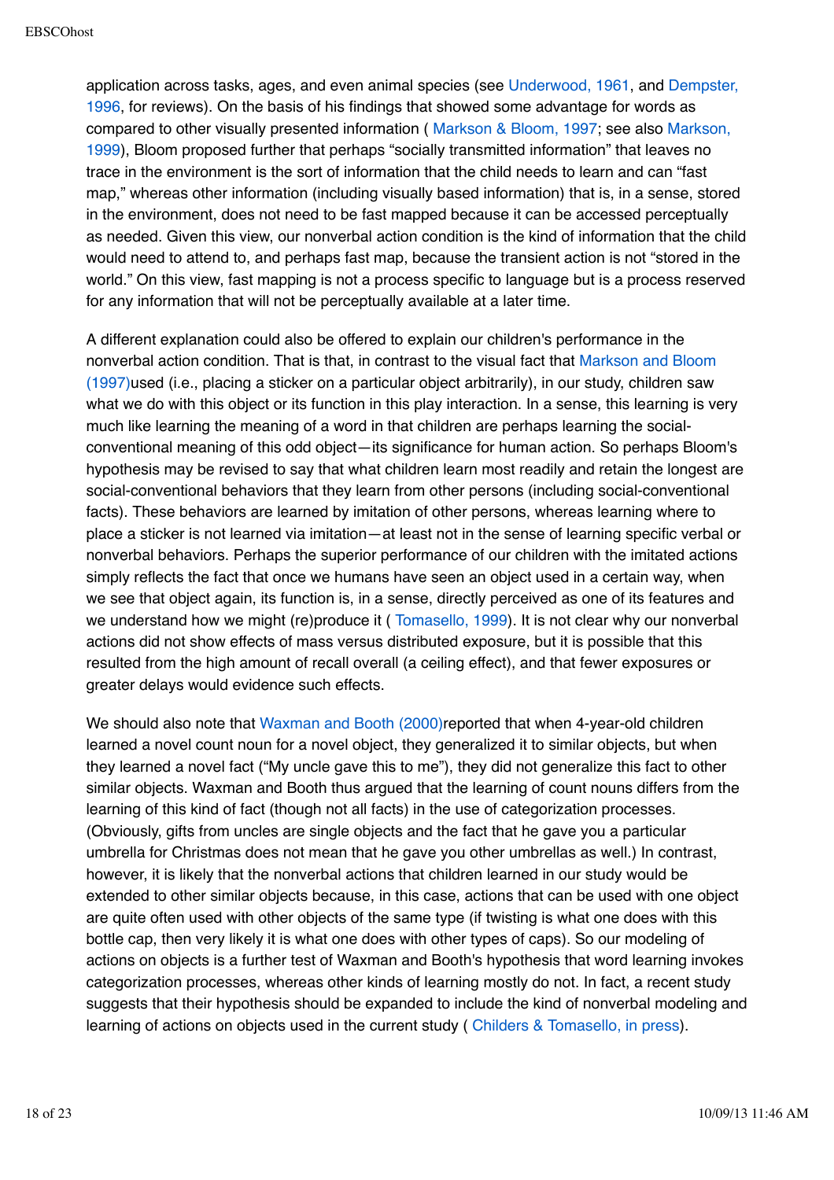application across tasks, ages, and even animal species (see Underwood, 1961, and Dempster, 1996, for reviews). On the basis of his findings that showed some advantage for words as compared to other visually presented information ( Markson & Bloom, 1997; see also Markson, 1999), Bloom proposed further that perhaps "socially transmitted information" that leaves no trace in the environment is the sort of information that the child needs to learn and can "fast map," whereas other information (including visually based information) that is, in a sense, stored in the environment, does not need to be fast mapped because it can be accessed perceptually as needed. Given this view, our nonverbal action condition is the kind of information that the child would need to attend to, and perhaps fast map, because the transient action is not "stored in the world." On this view, fast mapping is not a process specific to language but is a process reserved for any information that will not be perceptually available at a later time.

A different explanation could also be offered to explain our children's performance in the nonverbal action condition. That is that, in contrast to the visual fact that Markson and Bloom (1997)used (i.e., placing a sticker on a particular object arbitrarily), in our study, children saw what we do with this object or its function in this play interaction. In a sense, this learning is very much like learning the meaning of a word in that children are perhaps learning the social-conventional meaning of this odd object—its significance for human action. So perhaps Bloom's hypothesis may be revised to say that what children learn most readily and retain the longest are social-conventional behaviors that they learn from other persons (including social-conventional facts). These behaviors are learned by imitation of other persons, whereas learning where to place a sticker is not learned via imitation—at least not in the sense of learning specific verbal or nonverbal behaviors. Perhaps the superior performance of our children with the imitated actions simply reflects the fact that once we humans have seen an object used in a certain way, when we see that object again, its function is, in a sense, directly perceived as one of its features and we understand how we might (re)produce it ( Tomasello, 1999). It is not clear why our nonverbal actions did not show effects of mass versus distributed exposure, but it is possible that this resulted from the high amount of recall overall (a ceiling effect), and that fewer exposures or greater delays would evidence such effects.

We should also note that Waxman and Booth (2000)reported that when 4-year-old children learned a novel count noun for a novel object, they generalized it to similar objects, but when they learned a novel fact ("My uncle gave this to me"), they did not generalize this fact to other similar objects. Waxman and Booth thus argued that the learning of count nouns differs from the learning of this kind of fact (though not all facts) in the use of categorization processes. (Obviously, gifts from uncles are single objects and the fact that he gave you a particular umbrella for Christmas does not mean that he gave you other umbrellas as well.) In contrast, however, it is likely that the nonverbal actions that children learned in our study would be extended to other similar objects because, in this case, actions that can be used with one object are quite often used with other objects of the same type (if twisting is what one does with this bottle cap, then very likely it is what one does with other types of caps). So our modeling of actions on objects is a further test of Waxman and Booth's hypothesis that word learning invokes categorization processes, whereas other kinds of learning mostly do not. In fact, a recent study suggests that their hypothesis should be expanded to include the kind of nonverbal modeling and learning of actions on objects used in the current study ( Childers & Tomasello, in press).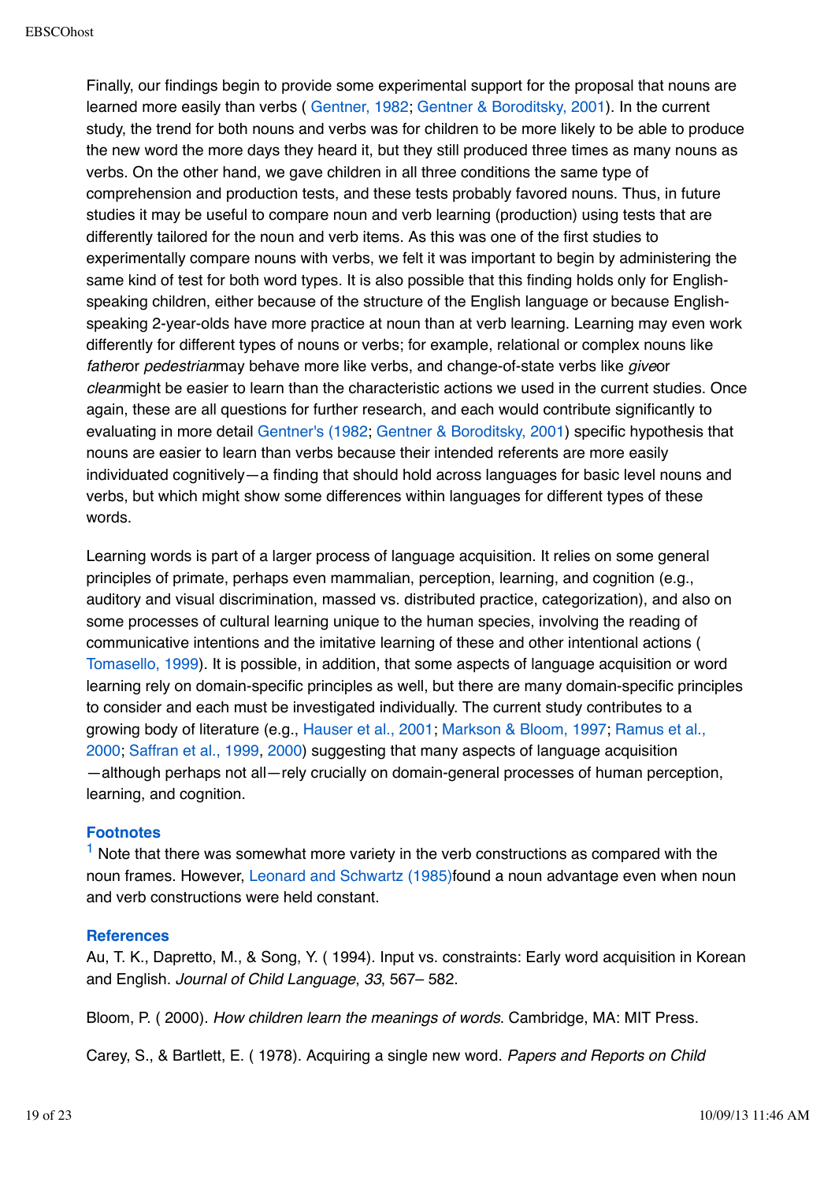Finally, our findings begin to provide some experimental support for the proposal that nouns are learned more easily than verbs ( Gentner, 1982; Gentner & Boroditsky, 2001). In the current study, the trend for both nouns and verbs was for children to be more likely to be able to produce the new word the more days they heard it, but they still produced three times as many nouns as verbs. On the other hand, we gave children in all three conditions the same type of comprehension and production tests, and these tests probably favored nouns. Thus, in future studies it may be useful to compare noun and verb learning (production) using tests that are differently tailored for the noun and verb items. As this was one of the first studies to experimentally compare nouns with verbs, we felt it was important to begin by administering the same kind of test for both word types. It is also possible that this finding holds only for English-speaking children, either because of the structure of the English language or because English-speaking 2-year-olds have more practice at noun than at verb learning. Learning may even work differently for different types of nouns or verbs; for example, relational or complex nouns like *father*or *pedestrian*may behave more like verbs, and change-of-state verbs like *give*or *clean*might be easier to learn than the characteristic actions we used in the current studies. Once again, these are all questions for further research, and each would contribute significantly to evaluating in more detail Gentner's (1982; Gentner & Boroditsky, 2001) specific hypothesis that nouns are easier to learn than verbs because their intended referents are more easily individuated cognitively—a finding that should hold across languages for basic level nouns and verbs, but which might show some differences within languages for different types of these words.

Learning words is part of a larger process of language acquisition. It relies on some general principles of primate, perhaps even mammalian, perception, learning, and cognition (e.g., auditory and visual discrimination, massed vs. distributed practice, categorization), and also on some processes of cultural learning unique to the human species, involving the reading of communicative intentions and the imitative learning of these and other intentional actions ( Tomasello, 1999). It is possible, in addition, that some aspects of language acquisition or word learning rely on domain-specific principles as well, but there are many domain-specific principles to consider and each must be investigated individually. The current study contributes to a growing body of literature (e.g., Hauser et al., 2001; Markson & Bloom, 1997; Ramus et al., 2000; Saffran et al., 1999, 2000) suggesting that many aspects of language acquisition —although perhaps not all—rely crucially on domain-general processes of human perception, learning, and cognition.

### Footnotes

[1] Note that there was somewhat more variety in the verb constructions as compared with the noun frames. However, Leonard and Schwartz (1985)found a noun advantage even when noun and verb constructions were held constant.

### References

Au, T. K., Dapretto, M., & Song, Y. ( 1994). Input vs. constraints: Early word acquisition in Korean and English. *Journal of Child Language*, *33*, 567– 582.

Bloom, P. ( 2000). *How children learn the meanings of words*. Cambridge, MA: MIT Press.

Carey, S., & Bartlett, E. ( 1978). Acquiring a single new word. *Papers and Reports on Child*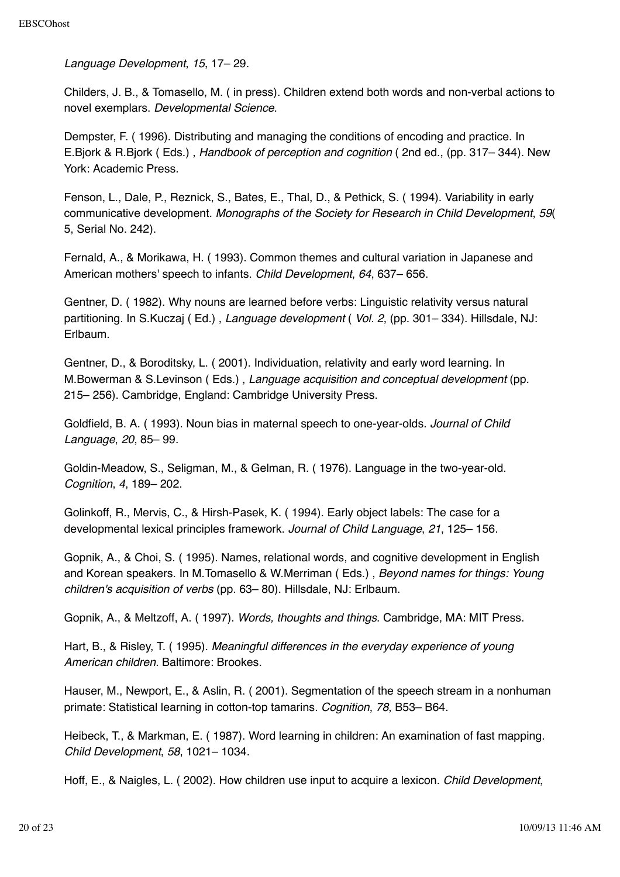*Language Development*, *15*, 17– 29.

Childers, J. B., & Tomasello, M. ( in press). Children extend both words and non-verbal actions to novel exemplars. *Developmental Science*.

Dempster, F. ( 1996). Distributing and managing the conditions of encoding and practice. In E.Bjork & R.Bjork ( Eds.) , *Handbook of perception and cognition* ( 2nd ed., (pp. 317– 344). New York: Academic Press.

Fenson, L., Dale, P., Reznick, S., Bates, E., Thal, D., & Pethick, S. ( 1994). Variability in early communicative development. *Monographs of the Society for Research in Child Development*, *59*( 5, Serial No. 242).

Fernald, A., & Morikawa, H. ( 1993). Common themes and cultural variation in Japanese and American mothers' speech to infants. *Child Development*, *64*, 637– 656.

Gentner, D. ( 1982). Why nouns are learned before verbs: Linguistic relativity versus natural partitioning. In S.Kuczaj ( Ed.) , *Language development* ( *Vol. 2*, (pp. 301– 334). Hillsdale, NJ: Erlbaum.

Gentner, D., & Boroditsky, L. ( 2001). Individuation, relativity and early word learning. In M.Bowerman & S.Levinson ( Eds.) , *Language acquisition and conceptual development* (pp. 215– 256). Cambridge, England: Cambridge University Press.

Goldfield, B. A. ( 1993). Noun bias in maternal speech to one-year-olds. *Journal of Child Language*, *20*, 85– 99.

Goldin-Meadow, S., Seligman, M., & Gelman, R. ( 1976). Language in the two-year-old. *Cognition*, *4*, 189– 202.

Golinkoff, R., Mervis, C., & Hirsh-Pasek, K. ( 1994). Early object labels: The case for a developmental lexical principles framework. *Journal of Child Language*, *21*, 125– 156.

Gopnik, A., & Choi, S. ( 1995). Names, relational words, and cognitive development in English and Korean speakers. In M.Tomasello & W.Merriman ( Eds.) , *Beyond names for things: Young children's acquisition of verbs* (pp. 63– 80). Hillsdale, NJ: Erlbaum.

Gopnik, A., & Meltzoff, A. ( 1997). *Words, thoughts and things*. Cambridge, MA: MIT Press.

Hart, B., & Risley, T. ( 1995). *Meaningful differences in the everyday experience of young American children*. Baltimore: Brookes.

Hauser, M., Newport, E., & Aslin, R. ( 2001). Segmentation of the speech stream in a nonhuman primate: Statistical learning in cotton-top tamarins. *Cognition*, *78*, B53– B64.

Heibeck, T., & Markman, E. ( 1987). Word learning in children: An examination of fast mapping. *Child Development*, *58*, 1021– 1034.

Hoff, E., & Naigles, L. ( 2002). How children use input to acquire a lexicon. *Child Development*,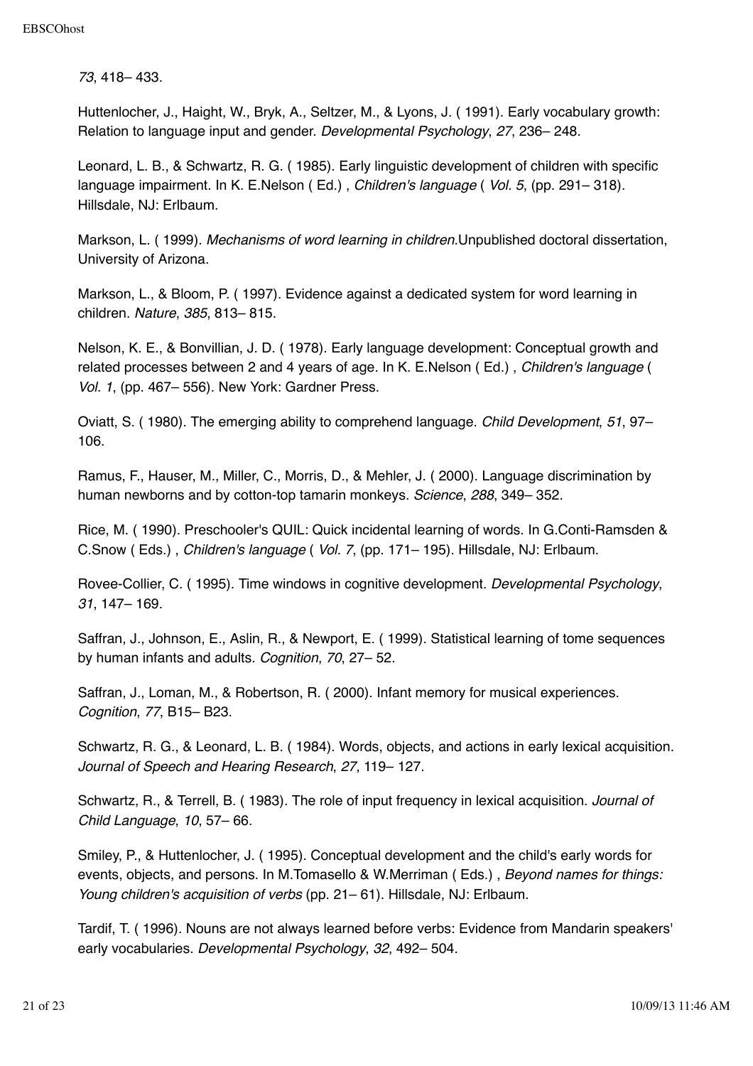*73*, 418– 433.

Huttenlocher, J., Haight, W., Bryk, A., Seltzer, M., & Lyons, J. ( 1991). Early vocabulary growth: Relation to language input and gender. *Developmental Psychology*, *27*, 236– 248.

Leonard, L. B., & Schwartz, R. G. ( 1985). Early linguistic development of children with specific language impairment. In K. E.Nelson ( Ed.) , *Children's language* ( *Vol. 5*, (pp. 291– 318). Hillsdale, NJ: Erlbaum.

Markson, L. ( 1999). *Mechanisms of word learning in children*.Unpublished doctoral dissertation, University of Arizona.

Markson, L., & Bloom, P. ( 1997). Evidence against a dedicated system for word learning in children. *Nature*, *385*, 813– 815.

Nelson, K. E., & Bonvillian, J. D. ( 1978). Early language development: Conceptual growth and related processes between 2 and 4 years of age. In K. E.Nelson ( Ed.) , *Children's language* ( *Vol. 1*, (pp. 467– 556). New York: Gardner Press.

Oviatt, S. ( 1980). The emerging ability to comprehend language. *Child Development*, *51*, 97– 106.

Ramus, F., Hauser, M., Miller, C., Morris, D., & Mehler, J. ( 2000). Language discrimination by human newborns and by cotton-top tamarin monkeys. *Science*, *288*, 349– 352.

Rice, M. ( 1990). Preschooler's QUIL: Quick incidental learning of words. In G.Conti-Ramsden & C.Snow ( Eds.) , *Children's language* ( *Vol. 7*, (pp. 171– 195). Hillsdale, NJ: Erlbaum.

Rovee-Collier, C. ( 1995). Time windows in cognitive development. *Developmental Psychology*, *31*, 147– 169.

Saffran, J., Johnson, E., Aslin, R., & Newport, E. ( 1999). Statistical learning of tome sequences by human infants and adults. *Cognition*, *70*, 27– 52.

Saffran, J., Loman, M., & Robertson, R. ( 2000). Infant memory for musical experiences. *Cognition*, *77*, B15– B23.

Schwartz, R. G., & Leonard, L. B. ( 1984). Words, objects, and actions in early lexical acquisition. *Journal of Speech and Hearing Research*, *27*, 119– 127.

Schwartz, R., & Terrell, B. ( 1983). The role of input frequency in lexical acquisition. *Journal of Child Language*, *10*, 57– 66.

Smiley, P., & Huttenlocher, J. ( 1995). Conceptual development and the child's early words for events, objects, and persons. In M.Tomasello & W.Merriman ( Eds.) , *Beyond names for things: Young children's acquisition of verbs* (pp. 21– 61). Hillsdale, NJ: Erlbaum.

Tardif, T. ( 1996). Nouns are not always learned before verbs: Evidence from Mandarin speakers' early vocabularies. *Developmental Psychology*, *32*, 492– 504.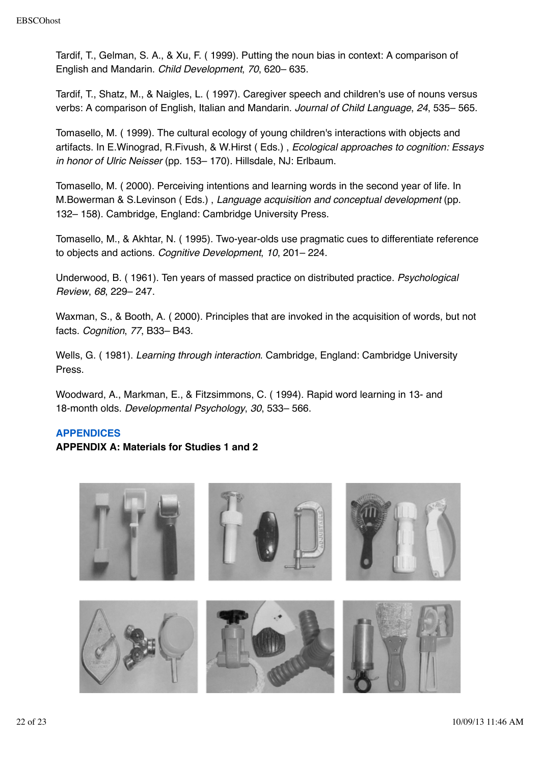Tardif, T., Gelman, S. A., & Xu, F. ( 1999). Putting the noun bias in context: A comparison of English and Mandarin. *Child Development*, *70*, 620– 635.

Tardif, T., Shatz, M., & Naigles, L. ( 1997). Caregiver speech and children's use of nouns versus verbs: A comparison of English, Italian and Mandarin. *Journal of Child Language*, *24*, 535– 565.

Tomasello, M. ( 1999). The cultural ecology of young children's interactions with objects and artifacts. In E.Winograd, R.Fivush, & W.Hirst ( Eds.) , *Ecological approaches to cognition: Essays in honor of Ulric Neisser* (pp. 153– 170). Hillsdale, NJ: Erlbaum.

Tomasello, M. ( 2000). Perceiving intentions and learning words in the second year of life. In M.Bowerman & S.Levinson ( Eds.) , *Language acquisition and conceptual development* (pp. 132– 158). Cambridge, England: Cambridge University Press.

Tomasello, M., & Akhtar, N. ( 1995). Two-year-olds use pragmatic cues to differentiate reference to objects and actions. *Cognitive Development*, *10*, 201– 224.

Underwood, B. ( 1961). Ten years of massed practice on distributed practice. *Psychological Review*, *68*, 229– 247.

Waxman, S., & Booth, A. ( 2000). Principles that are invoked in the acquisition of words, but not facts. *Cognition*, *77*, B33– B43.

Wells, G. ( 1981). *Learning through interaction*. Cambridge, England: Cambridge University Press.

Woodward, A., Markman, E., & Fitzsimmons, C. ( 1994). Rapid word learning in 13- and 18-month olds. *Developmental Psychology*, *30*, 533– 566.

## APPENDICES

**APPENDIX A: Materials for Studies 1 and 2**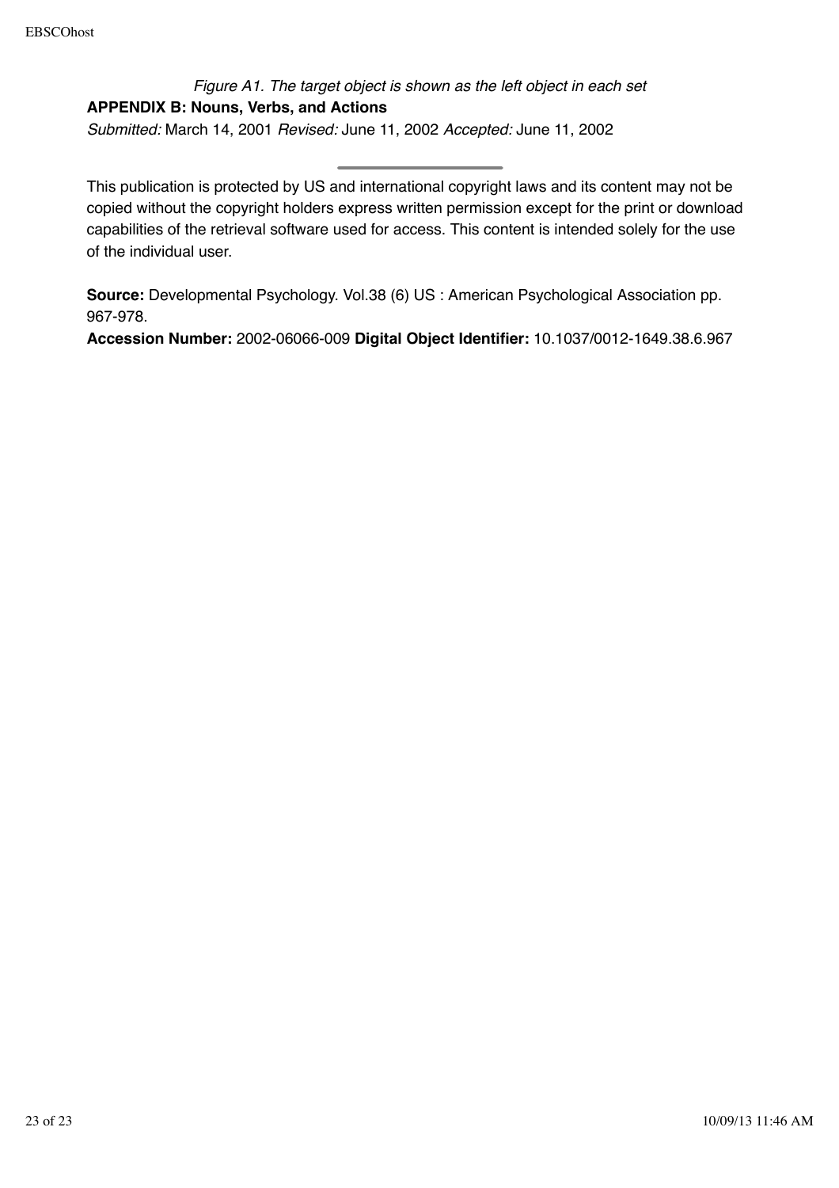*Figure A1. The target object is shown as the left object in each set*

**APPENDIX B: Nouns, Verbs, and Actions**

*Submitted:* March 14, 2001 *Revised:* June 11, 2002 *Accepted:* June 11, 2002

---

This publication is protected by US and international copyright laws and its content may not be copied without the copyright holders express written permission except for the print or download capabilities of the retrieval software used for access. This content is intended solely for the use of the individual user.

**Source:** Developmental Psychology. Vol.38 (6) US : American Psychological Association pp. 967-978.

**Accession Number:** 2002-06066-009 **Digital Object Identifier:** 10.1037/0012-1649.38.6.967